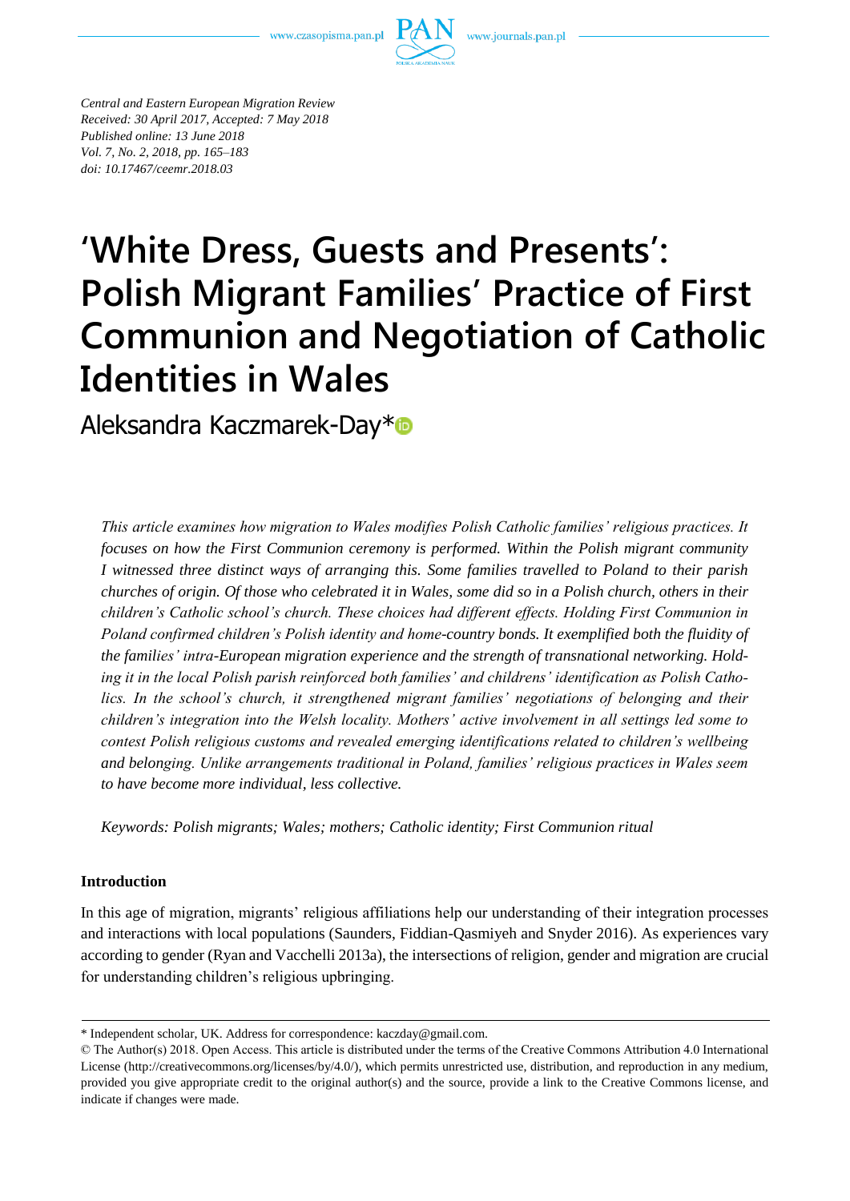*Central and Eastern European Migration Review*
*Received: 30 April 2017, Accepted: 7 May 2018*
*Published online: 13 June 2018*
*Vol. 7, No. 2, 2018, pp. 165–183*
*doi: 10.17467/ceemr.2018.03*

# 'White Dress, Guests and Presents': Polish Migrant Families' Practice of First Communion and Negotiation of Catholic Identities in Wales

Aleksandra Kaczmarek-Day*

*This article examines how migration to Wales modifies Polish Catholic families' religious practices. It focuses on how the First Communion ceremony is performed. Within the Polish migrant community I witnessed three distinct ways of arranging this. Some families travelled to Poland to their parish churches of origin. Of those who celebrated it in Wales, some did so in a Polish church, others in their children's Catholic school's church. These choices had different effects. Holding First Communion in Poland confirmed children's Polish identity and home-country bonds. It exemplified both the fluidity of the families' intra-European migration experience and the strength of transnational networking. Holding it in the local Polish parish reinforced both families' and childrens' identification as Polish Catholics. In the school's church, it strengthened migrant families' negotiations of belonging and their children's integration into the Welsh locality. Mothers' active involvement in all settings led some to contest Polish religious customs and revealed emerging identifications related to children's wellbeing and belonging. Unlike arrangements traditional in Poland, families' religious practices in Wales seem to have become more individual, less collective.*

*Keywords: Polish migrants; Wales; mothers; Catholic identity; First Communion ritual*

## Introduction

In this age of migration, migrants' religious affiliations help our understanding of their integration processes and interactions with local populations (Saunders, Fiddian-Qasmiyeh and Snyder 2016). As experiences vary according to gender (Ryan and Vacchelli 2013a), the intersections of religion, gender and migration are crucial for understanding children's religious upbringing.

---

\* Independent scholar, UK. Address for correspondence: kaczday@gmail.com.

© The Author(s) 2018. Open Access. This article is distributed under the terms of the Creative Commons Attribution 4.0 International License (http://creativecommons.org/licenses/by/4.0/), which permits unrestricted use, distribution, and reproduction in any medium, provided you give appropriate credit to the original author(s) and the source, provide a link to the Creative Commons license, and indicate if changes were made.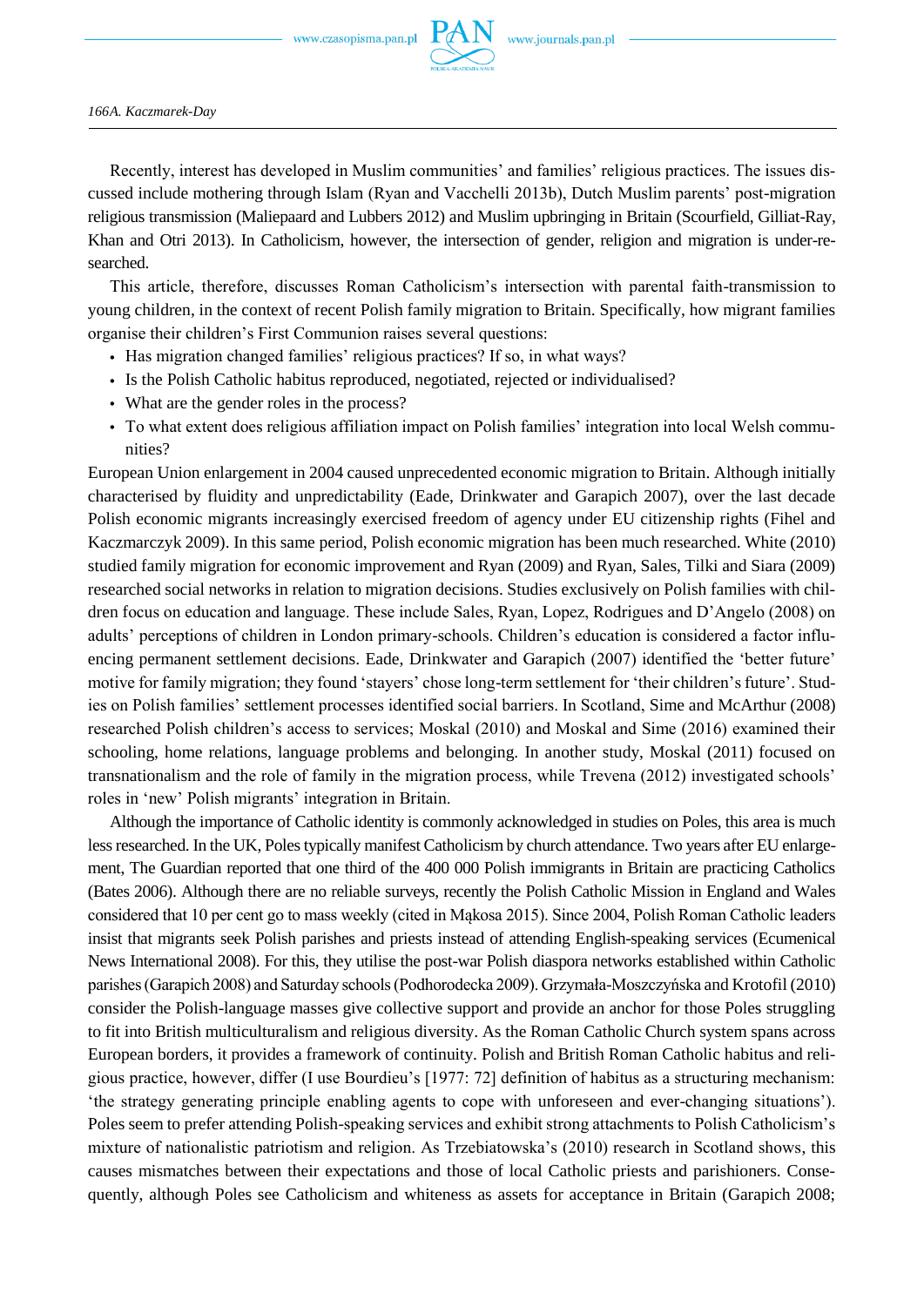Recently, interest has developed in Muslim communities' and families' religious practices. The issues discussed include mothering through Islam (Ryan and Vacchelli 2013b), Dutch Muslim parents' post-migration religious transmission (Maliepaard and Lubbers 2012) and Muslim upbringing in Britain (Scourfield, Gilliat-Ray, Khan and Otri 2013). In Catholicism, however, the intersection of gender, religion and migration is under-researched.

This article, therefore, discusses Roman Catholicism's intersection with parental faith-transmission to young children, in the context of recent Polish family migration to Britain. Specifically, how migrant families organise their children's First Communion raises several questions:

- Has migration changed families' religious practices? If so, in what ways?
- Is the Polish Catholic habitus reproduced, negotiated, rejected or individualised?
- What are the gender roles in the process?
- To what extent does religious affiliation impact on Polish families' integration into local Welsh communities?

European Union enlargement in 2004 caused unprecedented economic migration to Britain. Although initially characterised by fluidity and unpredictability (Eade, Drinkwater and Garapich 2007), over the last decade Polish economic migrants increasingly exercised freedom of agency under EU citizenship rights (Fihel and Kaczmarczyk 2009). In this same period, Polish economic migration has been much researched. White (2010) studied family migration for economic improvement and Ryan (2009) and Ryan, Sales, Tilki and Siara (2009) researched social networks in relation to migration decisions. Studies exclusively on Polish families with children focus on education and language. These include Sales, Ryan, Lopez, Rodrigues and D'Angelo (2008) on adults' perceptions of children in London primary-schools. Children's education is considered a factor influencing permanent settlement decisions. Eade, Drinkwater and Garapich (2007) identified the 'better future' motive for family migration; they found 'stayers' chose long-term settlement for 'their children's future'. Studies on Polish families' settlement processes identified social barriers. In Scotland, Sime and McArthur (2008) researched Polish children's access to services; Moskal (2010) and Moskal and Sime (2016) examined their schooling, home relations, language problems and belonging. In another study, Moskal (2011) focused on transnationalism and the role of family in the migration process, while Trevena (2012) investigated schools' roles in 'new' Polish migrants' integration in Britain.

Although the importance of Catholic identity is commonly acknowledged in studies on Poles, this area is much less researched. In the UK, Poles typically manifest Catholicism by church attendance. Two years after EU enlargement, The Guardian reported that one third of the 400 000 Polish immigrants in Britain are practicing Catholics (Bates 2006). Although there are no reliable surveys, recently the Polish Catholic Mission in England and Wales considered that 10 per cent go to mass weekly (cited in Mąkosa 2015). Since 2004, Polish Roman Catholic leaders insist that migrants seek Polish parishes and priests instead of attending English-speaking services (Ecumenical News International 2008). For this, they utilise the post-war Polish diaspora networks established within Catholic parishes (Garapich 2008) and Saturday schools (Podhorodecka 2009). Grzymała-Moszczyńska and Krotofil (2010) consider the Polish-language masses give collective support and provide an anchor for those Poles struggling to fit into British multiculturalism and religious diversity. As the Roman Catholic Church system spans across European borders, it provides a framework of continuity. Polish and British Roman Catholic habitus and religious practice, however, differ (I use Bourdieu's [1977: 72] definition of habitus as a structuring mechanism: 'the strategy generating principle enabling agents to cope with unforeseen and ever-changing situations'). Poles seem to prefer attending Polish-speaking services and exhibit strong attachments to Polish Catholicism's mixture of nationalistic patriotism and religion. As Trzebiatowska's (2010) research in Scotland shows, this causes mismatches between their expectations and those of local Catholic priests and parishioners. Consequently, although Poles see Catholicism and whiteness as assets for acceptance in Britain (Garapich 2008;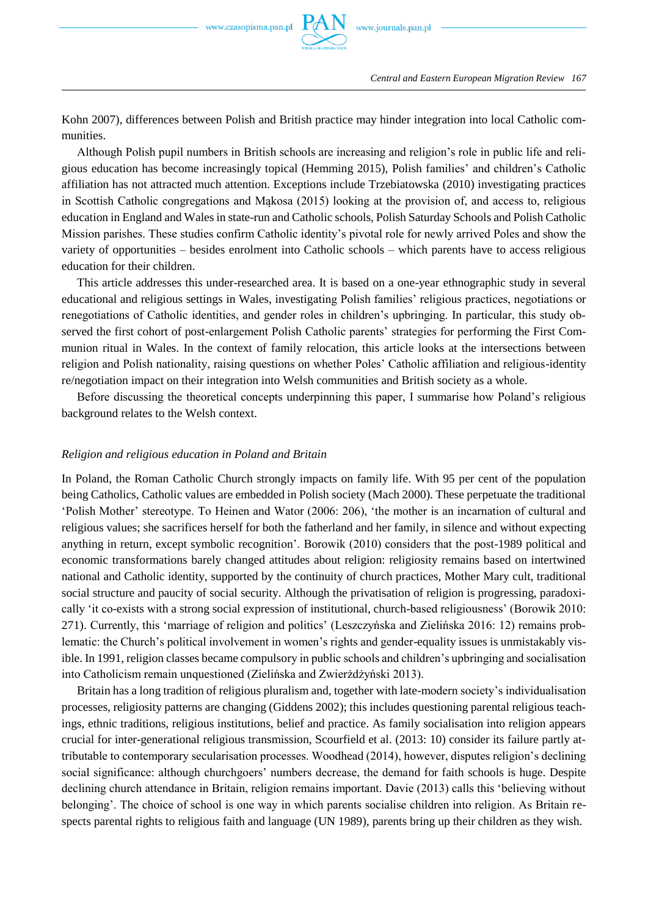Kohn 2007), differences between Polish and British practice may hinder integration into local Catholic communities.

Although Polish pupil numbers in British schools are increasing and religion's role in public life and religious education has become increasingly topical (Hemming 2015), Polish families' and children's Catholic affiliation has not attracted much attention. Exceptions include Trzebiatowska (2010) investigating practices in Scottish Catholic congregations and Mąkosa (2015) looking at the provision of, and access to, religious education in England and Wales in state-run and Catholic schools, Polish Saturday Schools and Polish Catholic Mission parishes. These studies confirm Catholic identity's pivotal role for newly arrived Poles and show the variety of opportunities – besides enrolment into Catholic schools – which parents have to access religious education for their children.

This article addresses this under-researched area. It is based on a one-year ethnographic study in several educational and religious settings in Wales, investigating Polish families' religious practices, negotiations or renegotiations of Catholic identities, and gender roles in children's upbringing. In particular, this study observed the first cohort of post-enlargement Polish Catholic parents' strategies for performing the First Communion ritual in Wales. In the context of family relocation, this article looks at the intersections between religion and Polish nationality, raising questions on whether Poles' Catholic affiliation and religious-identity re/negotiation impact on their integration into Welsh communities and British society as a whole.

Before discussing the theoretical concepts underpinning this paper, I summarise how Poland's religious background relates to the Welsh context.

### *Religion and religious education in Poland and Britain*

In Poland, the Roman Catholic Church strongly impacts on family life. With 95 per cent of the population being Catholics, Catholic values are embedded in Polish society (Mach 2000). These perpetuate the traditional 'Polish Mother' stereotype. To Heinen and Wator (2006: 206), 'the mother is an incarnation of cultural and religious values; she sacrifices herself for both the fatherland and her family, in silence and without expecting anything in return, except symbolic recognition'. Borowik (2010) considers that the post-1989 political and economic transformations barely changed attitudes about religion: religiosity remains based on intertwined national and Catholic identity, supported by the continuity of church practices, Mother Mary cult, traditional social structure and paucity of social security. Although the privatisation of religion is progressing, paradoxically 'it co-exists with a strong social expression of institutional, church-based religiousness' (Borowik 2010: 271). Currently, this 'marriage of religion and politics' (Leszczyńska and Zielińska 2016: 12) remains problematic: the Church's political involvement in women's rights and gender-equality issues is unmistakably visible. In 1991, religion classes became compulsory in public schools and children's upbringing and socialisation into Catholicism remain unquestioned (Zielińska and Zwierżdżyński 2013).

Britain has a long tradition of religious pluralism and, together with late-modern society's individualisation processes, religiosity patterns are changing (Giddens 2002); this includes questioning parental religious teachings, ethnic traditions, religious institutions, belief and practice. As family socialisation into religion appears crucial for inter-generational religious transmission, Scourfield et al. (2013: 10) consider its failure partly attributable to contemporary secularisation processes. Woodhead (2014), however, disputes religion's declining social significance: although churchgoers' numbers decrease, the demand for faith schools is huge. Despite declining church attendance in Britain, religion remains important. Davie (2013) calls this 'believing without belonging'. The choice of school is one way in which parents socialise children into religion. As Britain respects parental rights to religious faith and language (UN 1989), parents bring up their children as they wish.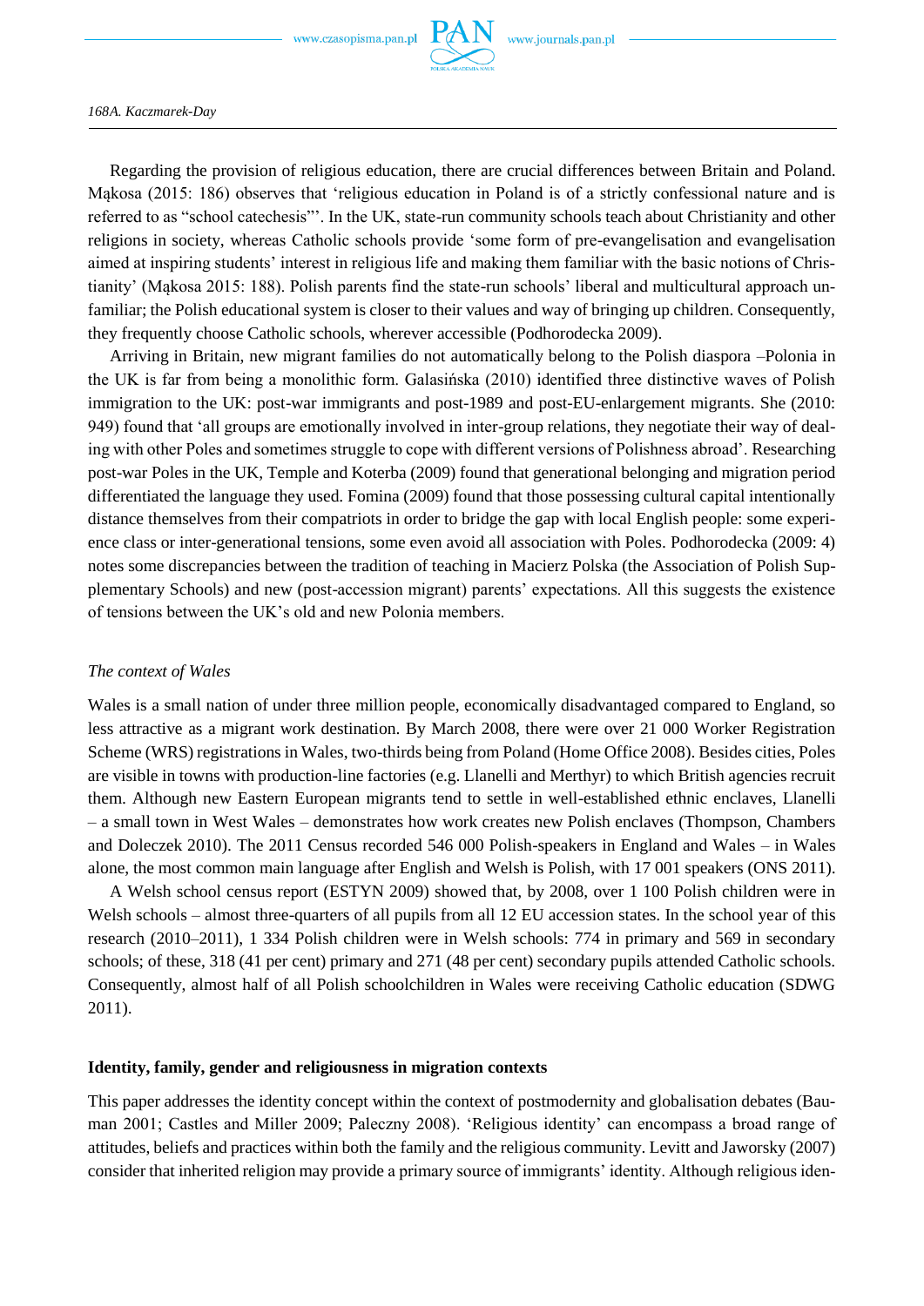Regarding the provision of religious education, there are crucial differences between Britain and Poland. Mąkosa (2015: 186) observes that 'religious education in Poland is of a strictly confessional nature and is referred to as "school catechesis"'. In the UK, state-run community schools teach about Christianity and other religions in society, whereas Catholic schools provide 'some form of pre-evangelisation and evangelisation aimed at inspiring students' interest in religious life and making them familiar with the basic notions of Christianity' (Mąkosa 2015: 188). Polish parents find the state-run schools' liberal and multicultural approach unfamiliar; the Polish educational system is closer to their values and way of bringing up children. Consequently, they frequently choose Catholic schools, wherever accessible (Podhorodecka 2009).

Arriving in Britain, new migrant families do not automatically belong to the Polish diaspora –Polonia in the UK is far from being a monolithic form. Galasińska (2010) identified three distinctive waves of Polish immigration to the UK: post-war immigrants and post-1989 and post-EU-enlargement migrants. She (2010: 949) found that 'all groups are emotionally involved in inter-group relations, they negotiate their way of dealing with other Poles and sometimes struggle to cope with different versions of Polishness abroad'. Researching post-war Poles in the UK, Temple and Koterba (2009) found that generational belonging and migration period differentiated the language they used. Fomina (2009) found that those possessing cultural capital intentionally distance themselves from their compatriots in order to bridge the gap with local English people: some experience class or inter-generational tensions, some even avoid all association with Poles. Podhorodecka (2009: 4) notes some discrepancies between the tradition of teaching in Macierz Polska (the Association of Polish Supplementary Schools) and new (post-accession migrant) parents' expectations. All this suggests the existence of tensions between the UK's old and new Polonia members.

### *The context of Wales*

Wales is a small nation of under three million people, economically disadvantaged compared to England, so less attractive as a migrant work destination. By March 2008, there were over 21 000 Worker Registration Scheme (WRS) registrations in Wales, two-thirds being from Poland (Home Office 2008). Besides cities, Poles are visible in towns with production-line factories (e.g. Llanelli and Merthyr) to which British agencies recruit them. Although new Eastern European migrants tend to settle in well-established ethnic enclaves, Llanelli – a small town in West Wales – demonstrates how work creates new Polish enclaves (Thompson, Chambers and Doleczek 2010). The 2011 Census recorded 546 000 Polish-speakers in England and Wales – in Wales alone, the most common main language after English and Welsh is Polish, with 17 001 speakers (ONS 2011).

A Welsh school census report (ESTYN 2009) showed that, by 2008, over 1 100 Polish children were in Welsh schools – almost three-quarters of all pupils from all 12 EU accession states. In the school year of this research (2010–2011), 1 334 Polish children were in Welsh schools: 774 in primary and 569 in secondary schools; of these, 318 (41 per cent) primary and 271 (48 per cent) secondary pupils attended Catholic schools. Consequently, almost half of all Polish schoolchildren in Wales were receiving Catholic education (SDWG 2011).

## Identity, family, gender and religiousness in migration contexts

This paper addresses the identity concept within the context of postmodernity and globalisation debates (Bauman 2001; Castles and Miller 2009; Paleczny 2008). 'Religious identity' can encompass a broad range of attitudes, beliefs and practices within both the family and the religious community. Levitt and Jaworsky (2007) consider that inherited religion may provide a primary source of immigrants' identity. Although religious iden-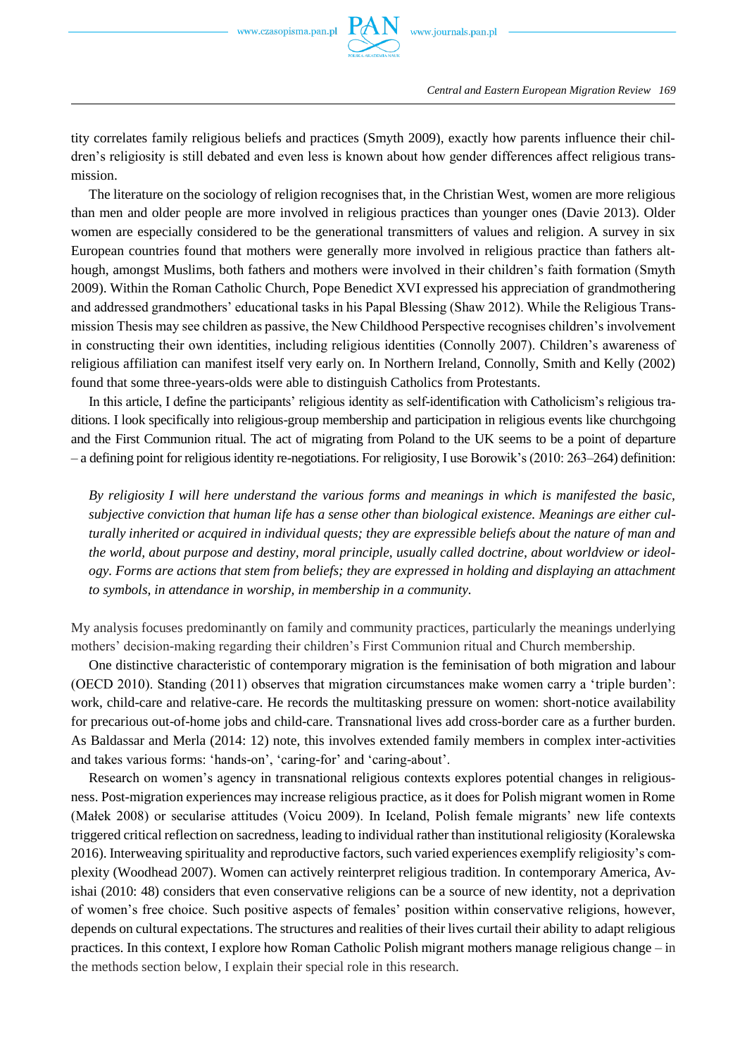tity correlates family religious beliefs and practices (Smyth 2009), exactly how parents influence their children's religiosity is still debated and even less is known about how gender differences affect religious transmission.

The literature on the sociology of religion recognises that, in the Christian West, women are more religious than men and older people are more involved in religious practices than younger ones (Davie 2013). Older women are especially considered to be the generational transmitters of values and religion. A survey in six European countries found that mothers were generally more involved in religious practice than fathers although, amongst Muslims, both fathers and mothers were involved in their children's faith formation (Smyth 2009). Within the Roman Catholic Church, Pope Benedict XVI expressed his appreciation of grandmothering and addressed grandmothers' educational tasks in his Papal Blessing (Shaw 2012). While the Religious Transmission Thesis may see children as passive, the New Childhood Perspective recognises children's involvement in constructing their own identities, including religious identities (Connolly 2007). Children's awareness of religious affiliation can manifest itself very early on. In Northern Ireland, Connolly, Smith and Kelly (2002) found that some three-years-olds were able to distinguish Catholics from Protestants.

In this article, I define the participants' religious identity as self-identification with Catholicism's religious traditions. I look specifically into religious-group membership and participation in religious events like churchgoing and the First Communion ritual. The act of migrating from Poland to the UK seems to be a point of departure – a defining point for religious identity re-negotiations. For religiosity, I use Borowik's (2010: 263–264) definition:

> *By religiosity I will here understand the various forms and meanings in which is manifested the basic, subjective conviction that human life has a sense other than biological existence. Meanings are either culturally inherited or acquired in individual quests; they are expressible beliefs about the nature of man and the world, about purpose and destiny, moral principle, usually called doctrine, about worldview or ideology. Forms are actions that stem from beliefs; they are expressed in holding and displaying an attachment to symbols, in attendance in worship, in membership in a community.*

My analysis focuses predominantly on family and community practices, particularly the meanings underlying mothers' decision-making regarding their children's First Communion ritual and Church membership.

One distinctive characteristic of contemporary migration is the feminisation of both migration and labour (OECD 2010). Standing (2011) observes that migration circumstances make women carry a 'triple burden': work, child-care and relative-care. He records the multitasking pressure on women: short-notice availability for precarious out-of-home jobs and child-care. Transnational lives add cross-border care as a further burden. As Baldassar and Merla (2014: 12) note, this involves extended family members in complex inter-activities and takes various forms: 'hands-on', 'caring-for' and 'caring-about'.

Research on women's agency in transnational religious contexts explores potential changes in religiousness. Post-migration experiences may increase religious practice, as it does for Polish migrant women in Rome (Małek 2008) or secularise attitudes (Voicu 2009). In Iceland, Polish female migrants' new life contexts triggered critical reflection on sacredness, leading to individual rather than institutional religiosity (Koralewska 2016). Interweaving spirituality and reproductive factors, such varied experiences exemplify religiosity's complexity (Woodhead 2007). Women can actively reinterpret religious tradition. In contemporary America, Avishai (2010: 48) considers that even conservative religions can be a source of new identity, not a deprivation of women's free choice. Such positive aspects of females' position within conservative religions, however, depends on cultural expectations. The structures and realities of their lives curtail their ability to adapt religious practices. In this context, I explore how Roman Catholic Polish migrant mothers manage religious change – in the methods section below, I explain their special role in this research.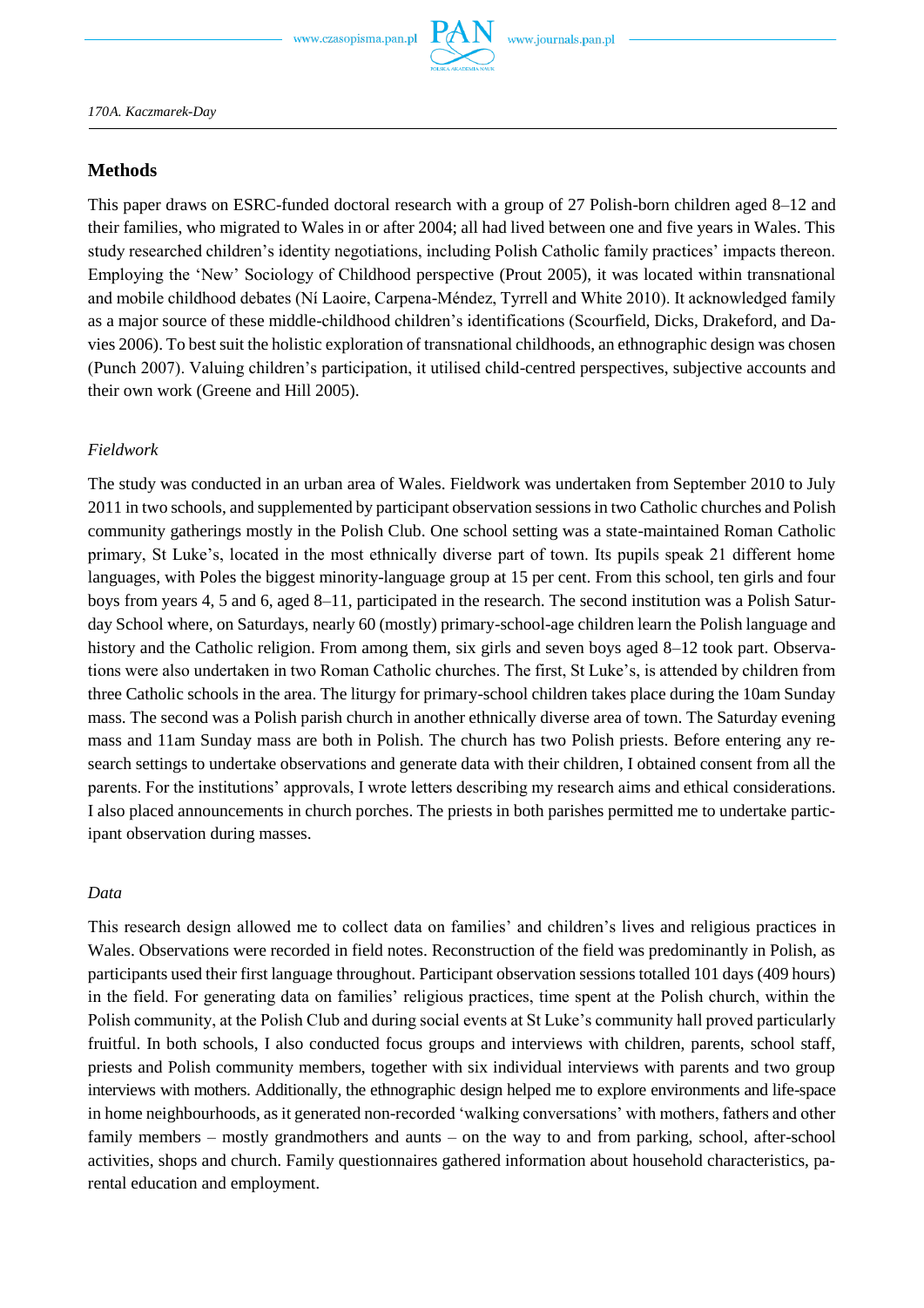## Methods

This paper draws on ESRC-funded doctoral research with a group of 27 Polish-born children aged 8–12 and their families, who migrated to Wales in or after 2004; all had lived between one and five years in Wales. This study researched children's identity negotiations, including Polish Catholic family practices' impacts thereon. Employing the 'New' Sociology of Childhood perspective (Prout 2005), it was located within transnational and mobile childhood debates (Ní Laoire, Carpena-Méndez, Tyrrell and White 2010). It acknowledged family as a major source of these middle-childhood children's identifications (Scourfield, Dicks, Drakeford, and Davies 2006). To best suit the holistic exploration of transnational childhoods, an ethnographic design was chosen (Punch 2007). Valuing children's participation, it utilised child-centred perspectives, subjective accounts and their own work (Greene and Hill 2005).

### *Fieldwork*

The study was conducted in an urban area of Wales. Fieldwork was undertaken from September 2010 to July 2011 in two schools, and supplemented by participant observation sessions in two Catholic churches and Polish community gatherings mostly in the Polish Club. One school setting was a state-maintained Roman Catholic primary, St Luke's, located in the most ethnically diverse part of town. Its pupils speak 21 different home languages, with Poles the biggest minority-language group at 15 per cent. From this school, ten girls and four boys from years 4, 5 and 6, aged 8–11, participated in the research. The second institution was a Polish Saturday School where, on Saturdays, nearly 60 (mostly) primary-school-age children learn the Polish language and history and the Catholic religion. From among them, six girls and seven boys aged 8–12 took part. Observations were also undertaken in two Roman Catholic churches. The first, St Luke's, is attended by children from three Catholic schools in the area. The liturgy for primary-school children takes place during the 10am Sunday mass. The second was a Polish parish church in another ethnically diverse area of town. The Saturday evening mass and 11am Sunday mass are both in Polish. The church has two Polish priests. Before entering any research settings to undertake observations and generate data with their children, I obtained consent from all the parents. For the institutions' approvals, I wrote letters describing my research aims and ethical considerations. I also placed announcements in church porches. The priests in both parishes permitted me to undertake participant observation during masses.

### *Data*

This research design allowed me to collect data on families' and children's lives and religious practices in Wales. Observations were recorded in field notes. Reconstruction of the field was predominantly in Polish, as participants used their first language throughout. Participant observation sessions totalled 101 days (409 hours) in the field. For generating data on families' religious practices, time spent at the Polish church, within the Polish community, at the Polish Club and during social events at St Luke's community hall proved particularly fruitful. In both schools, I also conducted focus groups and interviews with children, parents, school staff, priests and Polish community members, together with six individual interviews with parents and two group interviews with mothers. Additionally, the ethnographic design helped me to explore environments and life-space in home neighbourhoods, as it generated non-recorded 'walking conversations' with mothers, fathers and other family members – mostly grandmothers and aunts – on the way to and from parking, school, after-school activities, shops and church. Family questionnaires gathered information about household characteristics, parental education and employment.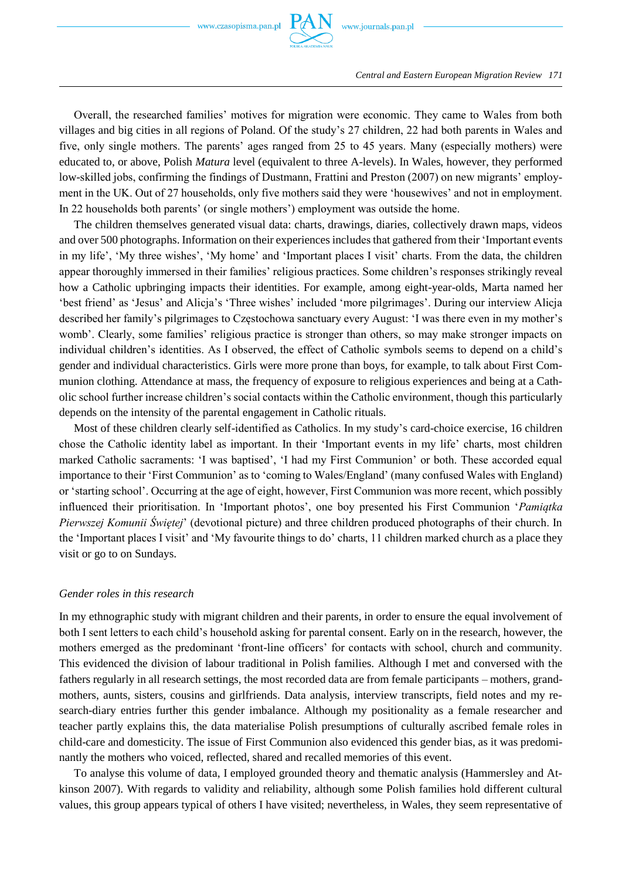Overall, the researched families' motives for migration were economic. They came to Wales from both villages and big cities in all regions of Poland. Of the study's 27 children, 22 had both parents in Wales and five, only single mothers. The parents' ages ranged from 25 to 45 years. Many (especially mothers) were educated to, or above, Polish *Matura* level (equivalent to three A-levels). In Wales, however, they performed low-skilled jobs, confirming the findings of Dustmann, Frattini and Preston (2007) on new migrants' employment in the UK. Out of 27 households, only five mothers said they were 'housewives' and not in employment. In 22 households both parents' (or single mothers') employment was outside the home.

The children themselves generated visual data: charts, drawings, diaries, collectively drawn maps, videos and over 500 photographs. Information on their experiences includes that gathered from their 'Important events in my life', 'My three wishes', 'My home' and 'Important places I visit' charts. From the data, the children appear thoroughly immersed in their families' religious practices. Some children's responses strikingly reveal how a Catholic upbringing impacts their identities. For example, among eight-year-olds, Marta named her 'best friend' as 'Jesus' and Alicja's 'Three wishes' included 'more pilgrimages'. During our interview Alicja described her family's pilgrimages to Częstochowa sanctuary every August: 'I was there even in my mother's womb'. Clearly, some families' religious practice is stronger than others, so may make stronger impacts on individual children's identities. As I observed, the effect of Catholic symbols seems to depend on a child's gender and individual characteristics. Girls were more prone than boys, for example, to talk about First Communion clothing. Attendance at mass, the frequency of exposure to religious experiences and being at a Catholic school further increase children's social contacts within the Catholic environment, though this particularly depends on the intensity of the parental engagement in Catholic rituals.

Most of these children clearly self-identified as Catholics. In my study's card-choice exercise, 16 children chose the Catholic identity label as important. In their 'Important events in my life' charts, most children marked Catholic sacraments: 'I was baptised', 'I had my First Communion' or both. These accorded equal importance to their 'First Communion' as to 'coming to Wales/England' (many confused Wales with England) or 'starting school'. Occurring at the age of eight, however, First Communion was more recent, which possibly influenced their prioritisation. In 'Important photos', one boy presented his First Communion '*Pamiątka Pierwszej Komunii Świętej*' (devotional picture) and three children produced photographs of their church. In the 'Important places I visit' and 'My favourite things to do' charts, 11 children marked church as a place they visit or go to on Sundays.

### *Gender roles in this research*

In my ethnographic study with migrant children and their parents, in order to ensure the equal involvement of both I sent letters to each child's household asking for parental consent. Early on in the research, however, the mothers emerged as the predominant 'front-line officers' for contacts with school, church and community. This evidenced the division of labour traditional in Polish families. Although I met and conversed with the fathers regularly in all research settings, the most recorded data are from female participants – mothers, grandmothers, aunts, sisters, cousins and girlfriends. Data analysis, interview transcripts, field notes and my research-diary entries further this gender imbalance. Although my positionality as a female researcher and teacher partly explains this, the data materialise Polish presumptions of culturally ascribed female roles in child-care and domesticity. The issue of First Communion also evidenced this gender bias, as it was predominantly the mothers who voiced, reflected, shared and recalled memories of this event.

To analyse this volume of data, I employed grounded theory and thematic analysis (Hammersley and Atkinson 2007). With regards to validity and reliability, although some Polish families hold different cultural values, this group appears typical of others I have visited; nevertheless, in Wales, they seem representative of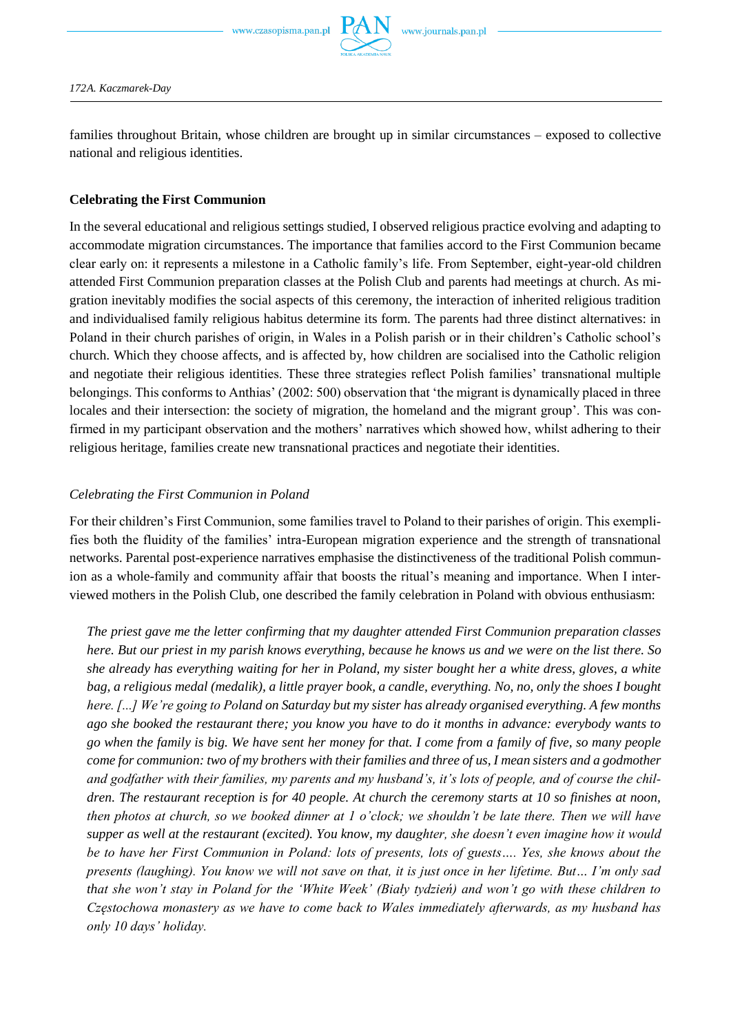families throughout Britain, whose children are brought up in similar circumstances – exposed to collective national and religious identities.

## Celebrating the First Communion

In the several educational and religious settings studied, I observed religious practice evolving and adapting to accommodate migration circumstances. The importance that families accord to the First Communion became clear early on: it represents a milestone in a Catholic family's life. From September, eight-year-old children attended First Communion preparation classes at the Polish Club and parents had meetings at church. As migration inevitably modifies the social aspects of this ceremony, the interaction of inherited religious tradition and individualised family religious habitus determine its form. The parents had three distinct alternatives: in Poland in their church parishes of origin, in Wales in a Polish parish or in their children's Catholic school's church. Which they choose affects, and is affected by, how children are socialised into the Catholic religion and negotiate their religious identities. These three strategies reflect Polish families' transnational multiple belongings. This conforms to Anthias' (2002: 500) observation that 'the migrant is dynamically placed in three locales and their intersection: the society of migration, the homeland and the migrant group'. This was confirmed in my participant observation and the mothers' narratives which showed how, whilst adhering to their religious heritage, families create new transnational practices and negotiate their identities.

### *Celebrating the First Communion in Poland*

For their children's First Communion, some families travel to Poland to their parishes of origin. This exemplifies both the fluidity of the families' intra-European migration experience and the strength of transnational networks. Parental post-experience narratives emphasise the distinctiveness of the traditional Polish communion as a whole-family and community affair that boosts the ritual's meaning and importance. When I interviewed mothers in the Polish Club, one described the family celebration in Poland with obvious enthusiasm:

> *The priest gave me the letter confirming that my daughter attended First Communion preparation classes here. But our priest in my parish knows everything, because he knows us and we were on the list there. So she already has everything waiting for her in Poland, my sister bought her a white dress, gloves, a white bag, a religious medal (medalik), a little prayer book, a candle, everything. No, no, only the shoes I bought here. [...] We're going to Poland on Saturday but my sister has already organised everything. A few months ago she booked the restaurant there; you know you have to do it months in advance: everybody wants to go when the family is big. We have sent her money for that. I come from a family of five, so many people come for communion: two of my brothers with their families and three of us, I mean sisters and a godmother and godfather with their families, my parents and my husband's, it's lots of people, and of course the children. The restaurant reception is for 40 people. At church the ceremony starts at 10 so finishes at noon, then photos at church, so we booked dinner at 1 o'clock; we shouldn't be late there. Then we will have supper as well at the restaurant (excited). You know, my daughter, she doesn't even imagine how it would be to have her First Communion in Poland: lots of presents, lots of guests…. Yes, she knows about the presents (laughing). You know we will not save on that, it is just once in her lifetime. But… I'm only sad that she won't stay in Poland for the 'White Week' (Biały tydzień) and won't go with these children to Częstochowa monastery as we have to come back to Wales immediately afterwards, as my husband has only 10 days' holiday.*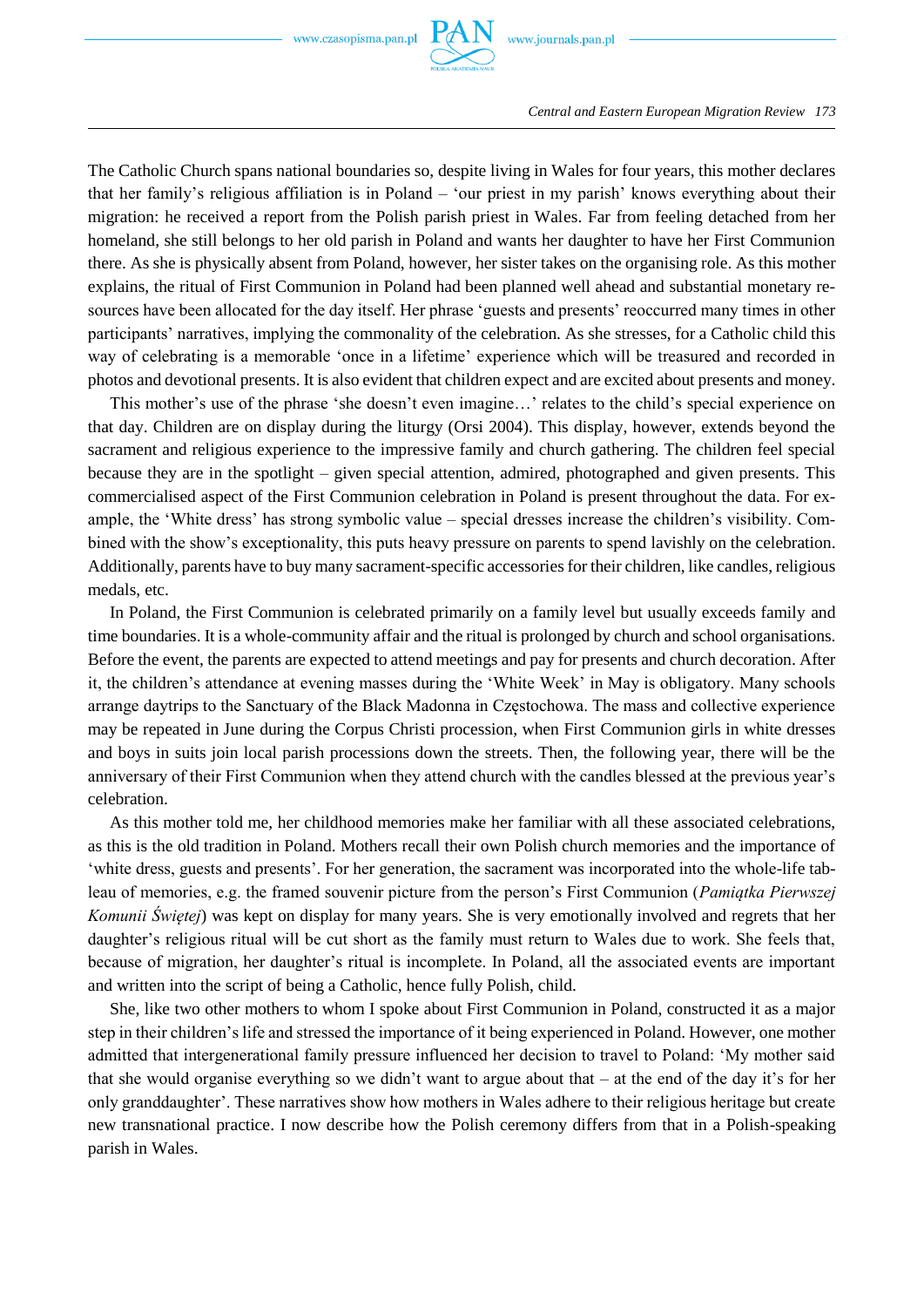The Catholic Church spans national boundaries so, despite living in Wales for four years, this mother declares that her family's religious affiliation is in Poland – 'our priest in my parish' knows everything about their migration: he received a report from the Polish parish priest in Wales. Far from feeling detached from her homeland, she still belongs to her old parish in Poland and wants her daughter to have her First Communion there. As she is physically absent from Poland, however, her sister takes on the organising role. As this mother explains, the ritual of First Communion in Poland had been planned well ahead and substantial monetary resources have been allocated for the day itself. Her phrase 'guests and presents' reoccurred many times in other participants' narratives, implying the commonality of the celebration. As she stresses, for a Catholic child this way of celebrating is a memorable 'once in a lifetime' experience which will be treasured and recorded in photos and devotional presents. It is also evident that children expect and are excited about presents and money.

This mother's use of the phrase 'she doesn't even imagine…' relates to the child's special experience on that day. Children are on display during the liturgy (Orsi 2004). This display, however, extends beyond the sacrament and religious experience to the impressive family and church gathering. The children feel special because they are in the spotlight – given special attention, admired, photographed and given presents. This commercialised aspect of the First Communion celebration in Poland is present throughout the data. For example, the 'White dress' has strong symbolic value – special dresses increase the children's visibility. Combined with the show's exceptionality, this puts heavy pressure on parents to spend lavishly on the celebration. Additionally, parents have to buy many sacrament-specific accessories for their children, like candles, religious medals, etc.

In Poland, the First Communion is celebrated primarily on a family level but usually exceeds family and time boundaries. It is a whole-community affair and the ritual is prolonged by church and school organisations. Before the event, the parents are expected to attend meetings and pay for presents and church decoration. After it, the children's attendance at evening masses during the 'White Week' in May is obligatory. Many schools arrange daytrips to the Sanctuary of the Black Madonna in Częstochowa. The mass and collective experience may be repeated in June during the Corpus Christi procession, when First Communion girls in white dresses and boys in suits join local parish processions down the streets. Then, the following year, there will be the anniversary of their First Communion when they attend church with the candles blessed at the previous year's celebration.

As this mother told me, her childhood memories make her familiar with all these associated celebrations, as this is the old tradition in Poland. Mothers recall their own Polish church memories and the importance of 'white dress, guests and presents'. For her generation, the sacrament was incorporated into the whole-life tableau of memories, e.g. the framed souvenir picture from the person's First Communion (*Pamiątka Pierwszej Komunii Świętej*) was kept on display for many years. She is very emotionally involved and regrets that her daughter's religious ritual will be cut short as the family must return to Wales due to work. She feels that, because of migration, her daughter's ritual is incomplete. In Poland, all the associated events are important and written into the script of being a Catholic, hence fully Polish, child.

She, like two other mothers to whom I spoke about First Communion in Poland, constructed it as a major step in their children's life and stressed the importance of it being experienced in Poland. However, one mother admitted that intergenerational family pressure influenced her decision to travel to Poland: 'My mother said that she would organise everything so we didn't want to argue about that – at the end of the day it's for her only granddaughter'. These narratives show how mothers in Wales adhere to their religious heritage but create new transnational practice. I now describe how the Polish ceremony differs from that in a Polish-speaking parish in Wales.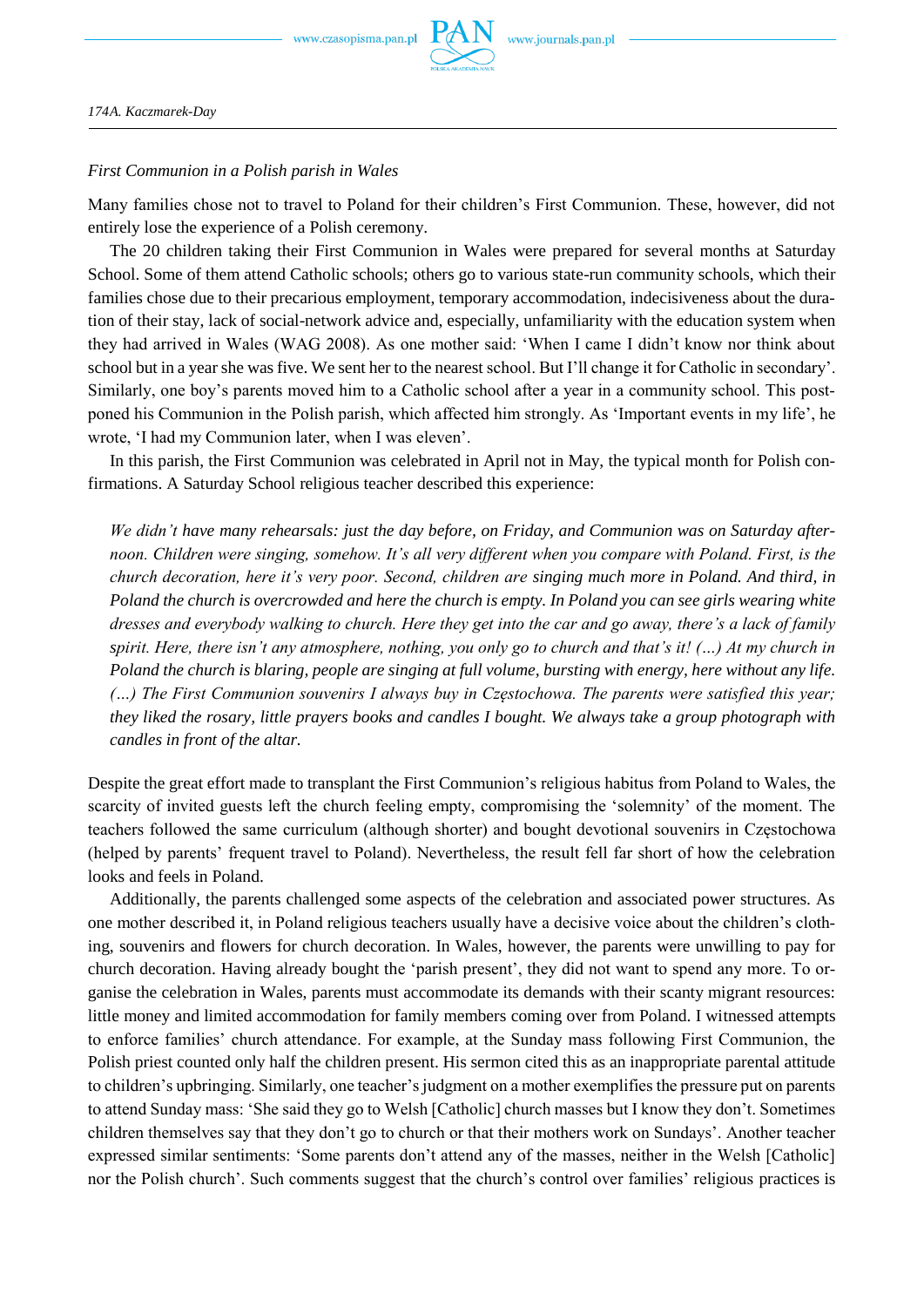*First Communion in a Polish parish in Wales*

Many families chose not to travel to Poland for their children's First Communion. These, however, did not entirely lose the experience of a Polish ceremony.

The 20 children taking their First Communion in Wales were prepared for several months at Saturday School. Some of them attend Catholic schools; others go to various state-run community schools, which their families chose due to their precarious employment, temporary accommodation, indecisiveness about the duration of their stay, lack of social-network advice and, especially, unfamiliarity with the education system when they had arrived in Wales (WAG 2008). As one mother said: 'When I came I didn't know nor think about school but in a year she was five. We sent her to the nearest school. But I'll change it for Catholic in secondary'. Similarly, one boy's parents moved him to a Catholic school after a year in a community school. This postponed his Communion in the Polish parish, which affected him strongly. As 'Important events in my life', he wrote, 'I had my Communion later, when I was eleven'.

In this parish, the First Communion was celebrated in April not in May, the typical month for Polish confirmations. A Saturday School religious teacher described this experience:

> *We didn't have many rehearsals: just the day before, on Friday, and Communion was on Saturday afternoon. Children were singing, somehow. It's all very different when you compare with Poland. First, is the church decoration, here it's very poor. Second, children are singing much more in Poland. And third, in Poland the church is overcrowded and here the church is empty. In Poland you can see girls wearing white dresses and everybody walking to church. Here they get into the car and go away, there's a lack of family spirit. Here, there isn't any atmosphere, nothing, you only go to church and that's it! (…) At my church in Poland the church is blaring, people are singing at full volume, bursting with energy, here without any life. (…) The First Communion souvenirs I always buy in Częstochowa. The parents were satisfied this year; they liked the rosary, little prayers books and candles I bought. We always take a group photograph with candles in front of the altar.*

Despite the great effort made to transplant the First Communion's religious habitus from Poland to Wales, the scarcity of invited guests left the church feeling empty, compromising the 'solemnity' of the moment. The teachers followed the same curriculum (although shorter) and bought devotional souvenirs in Częstochowa (helped by parents' frequent travel to Poland). Nevertheless, the result fell far short of how the celebration looks and feels in Poland.

Additionally, the parents challenged some aspects of the celebration and associated power structures. As one mother described it, in Poland religious teachers usually have a decisive voice about the children's clothing, souvenirs and flowers for church decoration. In Wales, however, the parents were unwilling to pay for church decoration. Having already bought the 'parish present', they did not want to spend any more. To organise the celebration in Wales, parents must accommodate its demands with their scanty migrant resources: little money and limited accommodation for family members coming over from Poland. I witnessed attempts to enforce families' church attendance. For example, at the Sunday mass following First Communion, the Polish priest counted only half the children present. His sermon cited this as an inappropriate parental attitude to children's upbringing. Similarly, one teacher's judgment on a mother exemplifies the pressure put on parents to attend Sunday mass: 'She said they go to Welsh [Catholic] church masses but I know they don't. Sometimes children themselves say that they don't go to church or that their mothers work on Sundays'. Another teacher expressed similar sentiments: 'Some parents don't attend any of the masses, neither in the Welsh [Catholic] nor the Polish church'. Such comments suggest that the church's control over families' religious practices is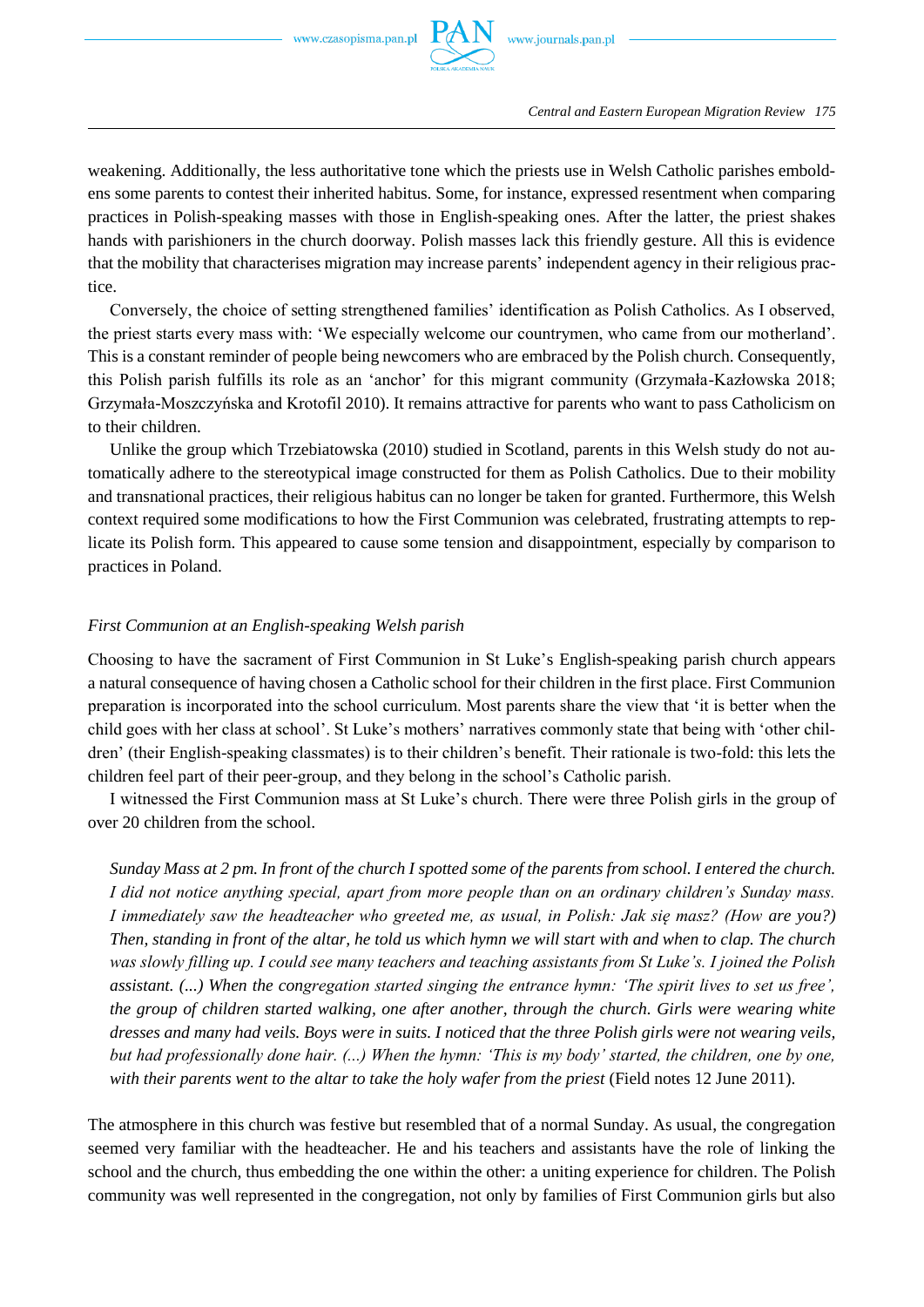weakening. Additionally, the less authoritative tone which the priests use in Welsh Catholic parishes emboldens some parents to contest their inherited habitus. Some, for instance, expressed resentment when comparing practices in Polish-speaking masses with those in English-speaking ones. After the latter, the priest shakes hands with parishioners in the church doorway. Polish masses lack this friendly gesture. All this is evidence that the mobility that characterises migration may increase parents' independent agency in their religious practice.

Conversely, the choice of setting strengthened families' identification as Polish Catholics. As I observed, the priest starts every mass with: 'We especially welcome our countrymen, who came from our motherland'. This is a constant reminder of people being newcomers who are embraced by the Polish church. Consequently, this Polish parish fulfills its role as an 'anchor' for this migrant community (Grzymała-Kazłowska 2018; Grzymała-Moszczyńska and Krotofil 2010). It remains attractive for parents who want to pass Catholicism on to their children.

Unlike the group which Trzebiatowska (2010) studied in Scotland, parents in this Welsh study do not automatically adhere to the stereotypical image constructed for them as Polish Catholics. Due to their mobility and transnational practices, their religious habitus can no longer be taken for granted. Furthermore, this Welsh context required some modifications to how the First Communion was celebrated, frustrating attempts to replicate its Polish form. This appeared to cause some tension and disappointment, especially by comparison to practices in Poland.

### *First Communion at an English-speaking Welsh parish*

Choosing to have the sacrament of First Communion in St Luke's English-speaking parish church appears a natural consequence of having chosen a Catholic school for their children in the first place. First Communion preparation is incorporated into the school curriculum. Most parents share the view that 'it is better when the child goes with her class at school'. St Luke's mothers' narratives commonly state that being with 'other children' (their English-speaking classmates) is to their children's benefit. Their rationale is two-fold: this lets the children feel part of their peer-group, and they belong in the school's Catholic parish.

I witnessed the First Communion mass at St Luke's church. There were three Polish girls in the group of over 20 children from the school.

> *Sunday Mass at 2 pm. In front of the church I spotted some of the parents from school. I entered the church. I did not notice anything special, apart from more people than on an ordinary children's Sunday mass. I immediately saw the headteacher who greeted me, as usual, in Polish: Jak się masz? (How are you?) Then, standing in front of the altar, he told us which hymn we will start with and when to clap. The church was slowly filling up. I could see many teachers and teaching assistants from St Luke's. I joined the Polish assistant. (...) When the congregation started singing the entrance hymn: 'The spirit lives to set us free', the group of children started walking, one after another, through the church. Girls were wearing white dresses and many had veils. Boys were in suits. I noticed that the three Polish girls were not wearing veils, but had professionally done hair. (...) When the hymn: 'This is my body' started, the children, one by one, with their parents went to the altar to take the holy wafer from the priest* (Field notes 12 June 2011).

The atmosphere in this church was festive but resembled that of a normal Sunday. As usual, the congregation seemed very familiar with the headteacher. He and his teachers and assistants have the role of linking the school and the church, thus embedding the one within the other: a uniting experience for children. The Polish community was well represented in the congregation, not only by families of First Communion girls but also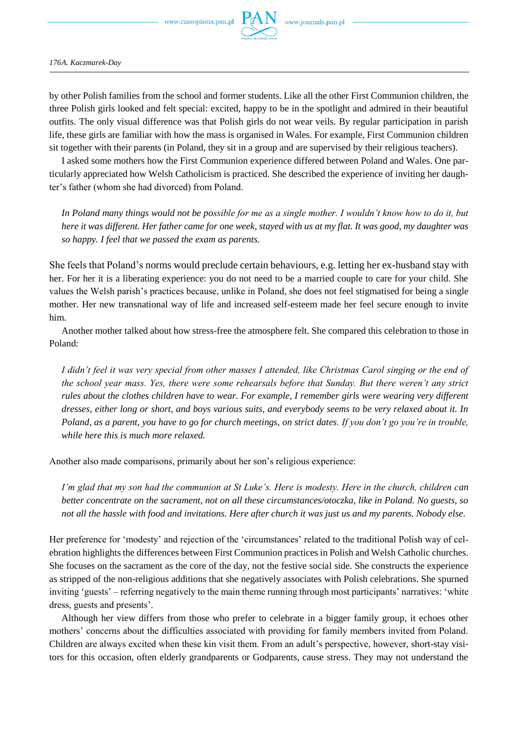by other Polish families from the school and former students. Like all the other First Communion children, the three Polish girls looked and felt special: excited, happy to be in the spotlight and admired in their beautiful outfits. The only visual difference was that Polish girls do not wear veils. By regular participation in parish life, these girls are familiar with how the mass is organised in Wales. For example, First Communion children sit together with their parents (in Poland, they sit in a group and are supervised by their religious teachers).

I asked some mothers how the First Communion experience differed between Poland and Wales. One particularly appreciated how Welsh Catholicism is practiced. She described the experience of inviting her daughter's father (whom she had divorced) from Poland.

> *In Poland many things would not be possible for me as a single mother. I wouldn't know how to do it, but here it was different. Her father came for one week, stayed with us at my flat. It was good, my daughter was so happy. I feel that we passed the exam as parents.*

She feels that Poland's norms would preclude certain behaviours, e.g. letting her ex-husband stay with her. For her it is a liberating experience: you do not need to be a married couple to care for your child. She values the Welsh parish's practices because, unlike in Poland, she does not feel stigmatised for being a single mother. Her new transnational way of life and increased self-esteem made her feel secure enough to invite him.

Another mother talked about how stress-free the atmosphere felt. She compared this celebration to those in Poland:

> *I didn't feel it was very special from other masses I attended, like Christmas Carol singing or the end of the school year mass. Yes, there were some rehearsals before that Sunday. But there weren't any strict rules about the clothes children have to wear. For example, I remember girls were wearing very different dresses, either long or short, and boys various suits, and everybody seems to be very relaxed about it. In Poland, as a parent, you have to go for church meetings, on strict dates. If you don't go you're in trouble, while here this is much more relaxed.*

Another also made comparisons, primarily about her son's religious experience:

> *I'm glad that my son had the communion at St Luke's. Here is modesty. Here in the church, children can better concentrate on the sacrament, not on all these circumstances/otoczka, like in Poland. No guests, so not all the hassle with food and invitations. Here after church it was just us and my parents. Nobody else.*

Her preference for 'modesty' and rejection of the 'circumstances' related to the traditional Polish way of celebration highlights the differences between First Communion practices in Polish and Welsh Catholic churches. She focuses on the sacrament as the core of the day, not the festive social side. She constructs the experience as stripped of the non-religious additions that she negatively associates with Polish celebrations. She spurned inviting 'guests' – referring negatively to the main theme running through most participants' narratives: 'white dress, guests and presents'.

Although her view differs from those who prefer to celebrate in a bigger family group, it echoes other mothers' concerns about the difficulties associated with providing for family members invited from Poland. Children are always excited when these kin visit them. From an adult's perspective, however, short-stay visitors for this occasion, often elderly grandparents or Godparents, cause stress. They may not understand the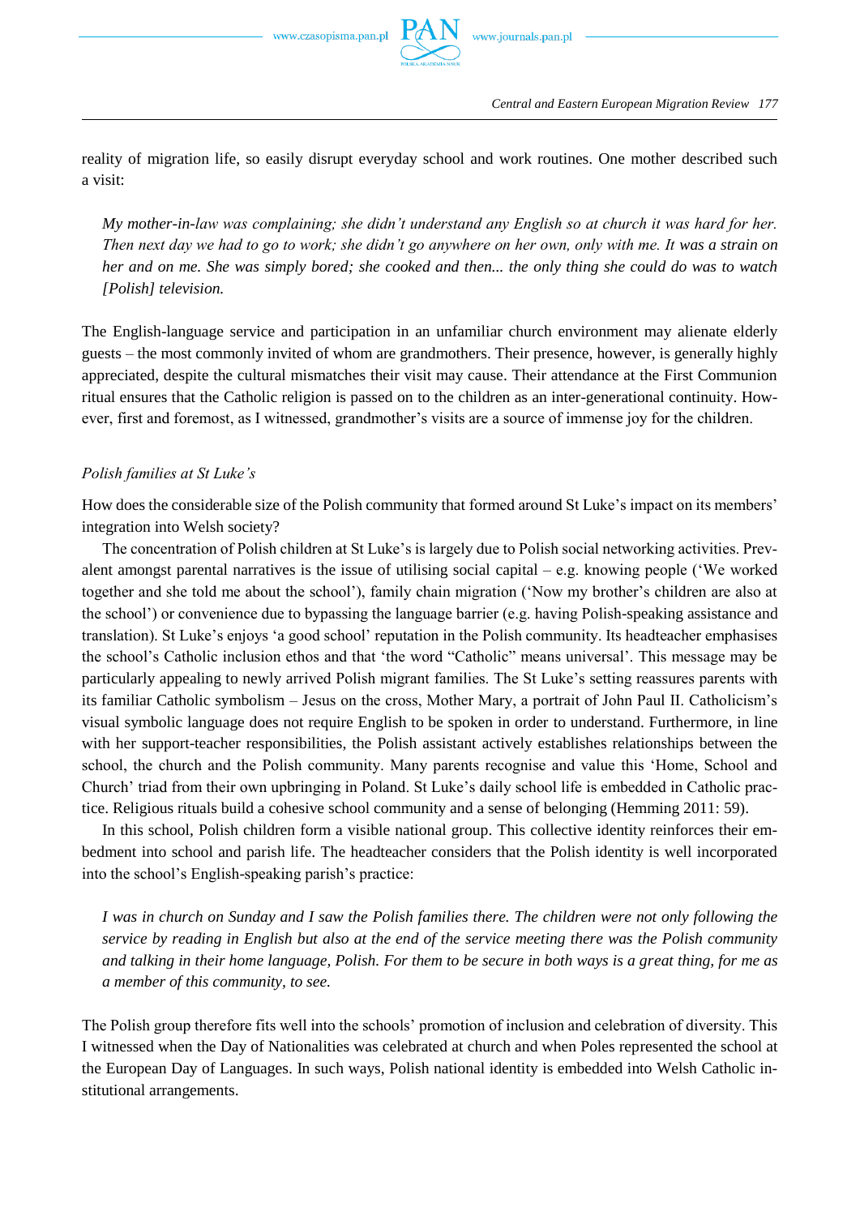reality of migration life, so easily disrupt everyday school and work routines. One mother described such a visit:

> *My mother-in-law was complaining; she didn't understand any English so at church it was hard for her. Then next day we had to go to work; she didn't go anywhere on her own, only with me. It was a strain on her and on me. She was simply bored; she cooked and then... the only thing she could do was to watch [Polish] television.*

The English-language service and participation in an unfamiliar church environment may alienate elderly guests – the most commonly invited of whom are grandmothers. Their presence, however, is generally highly appreciated, despite the cultural mismatches their visit may cause. Their attendance at the First Communion ritual ensures that the Catholic religion is passed on to the children as an inter-generational continuity. However, first and foremost, as I witnessed, grandmother's visits are a source of immense joy for the children.

### *Polish families at St Luke's*

How does the considerable size of the Polish community that formed around St Luke's impact on its members' integration into Welsh society?

The concentration of Polish children at St Luke's is largely due to Polish social networking activities. Prevalent amongst parental narratives is the issue of utilising social capital – e.g. knowing people ('We worked together and she told me about the school'), family chain migration ('Now my brother's children are also at the school') or convenience due to bypassing the language barrier (e.g. having Polish-speaking assistance and translation). St Luke's enjoys 'a good school' reputation in the Polish community. Its headteacher emphasises the school's Catholic inclusion ethos and that 'the word "Catholic" means universal'. This message may be particularly appealing to newly arrived Polish migrant families. The St Luke's setting reassures parents with its familiar Catholic symbolism – Jesus on the cross, Mother Mary, a portrait of John Paul II. Catholicism's visual symbolic language does not require English to be spoken in order to understand. Furthermore, in line with her support-teacher responsibilities, the Polish assistant actively establishes relationships between the school, the church and the Polish community. Many parents recognise and value this 'Home, School and Church' triad from their own upbringing in Poland. St Luke's daily school life is embedded in Catholic practice. Religious rituals build a cohesive school community and a sense of belonging (Hemming 2011: 59).

In this school, Polish children form a visible national group. This collective identity reinforces their embedment into school and parish life. The headteacher considers that the Polish identity is well incorporated into the school's English-speaking parish's practice:

> *I was in church on Sunday and I saw the Polish families there. The children were not only following the service by reading in English but also at the end of the service meeting there was the Polish community and talking in their home language, Polish. For them to be secure in both ways is a great thing, for me as a member of this community, to see.*

The Polish group therefore fits well into the schools' promotion of inclusion and celebration of diversity. This I witnessed when the Day of Nationalities was celebrated at church and when Poles represented the school at the European Day of Languages. In such ways, Polish national identity is embedded into Welsh Catholic institutional arrangements.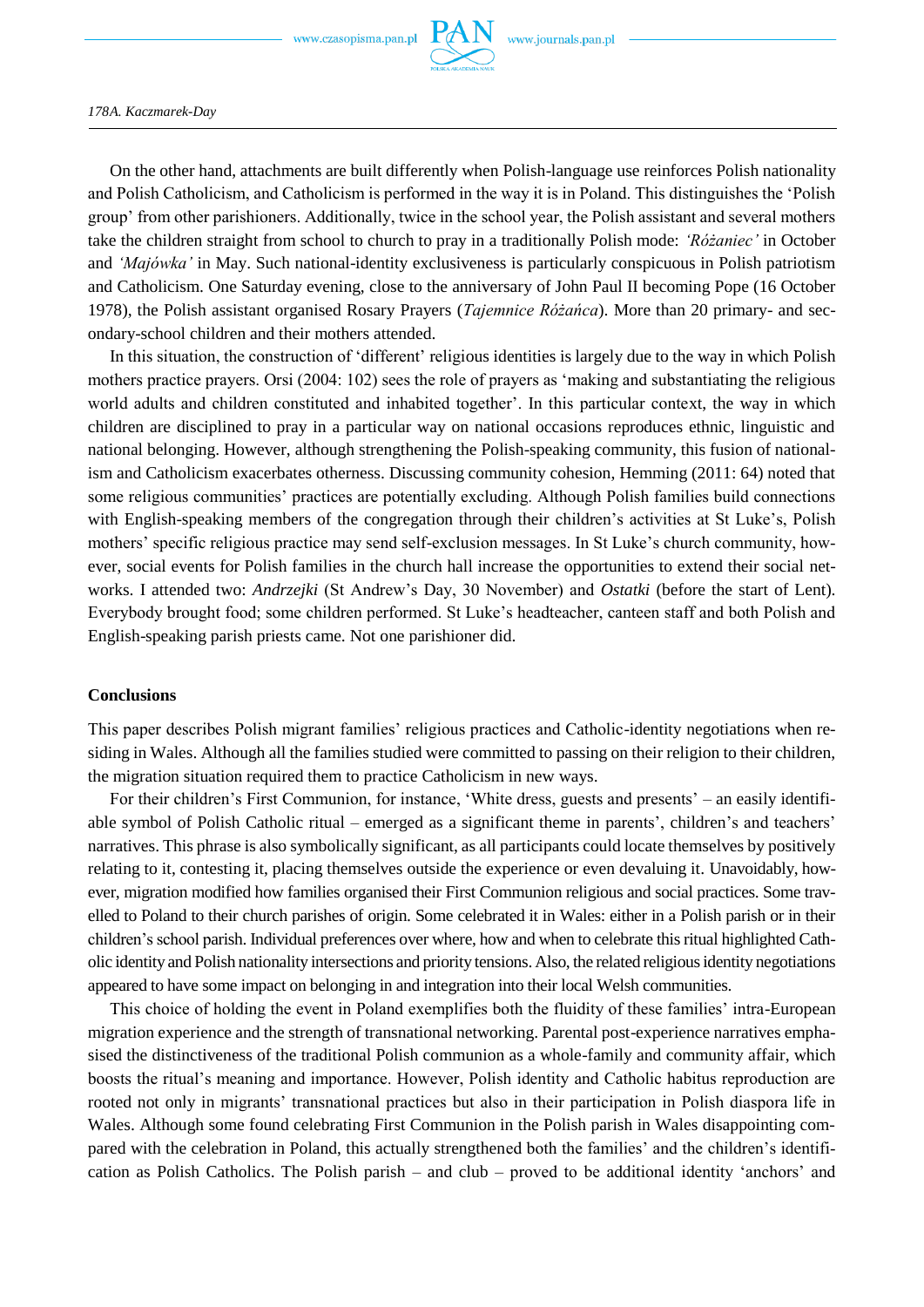On the other hand, attachments are built differently when Polish-language use reinforces Polish nationality and Polish Catholicism, and Catholicism is performed in the way it is in Poland. This distinguishes the 'Polish group' from other parishioners. Additionally, twice in the school year, the Polish assistant and several mothers take the children straight from school to church to pray in a traditionally Polish mode: *'Różaniec'* in October and *'Majówka'* in May. Such national-identity exclusiveness is particularly conspicuous in Polish patriotism and Catholicism. One Saturday evening, close to the anniversary of John Paul II becoming Pope (16 October 1978), the Polish assistant organised Rosary Prayers (*Tajemnice Różańca*). More than 20 primary- and secondary-school children and their mothers attended.

In this situation, the construction of 'different' religious identities is largely due to the way in which Polish mothers practice prayers. Orsi (2004: 102) sees the role of prayers as 'making and substantiating the religious world adults and children constituted and inhabited together'. In this particular context, the way in which children are disciplined to pray in a particular way on national occasions reproduces ethnic, linguistic and national belonging. However, although strengthening the Polish-speaking community, this fusion of nationalism and Catholicism exacerbates otherness. Discussing community cohesion, Hemming (2011: 64) noted that some religious communities' practices are potentially excluding. Although Polish families build connections with English-speaking members of the congregation through their children's activities at St Luke's, Polish mothers' specific religious practice may send self-exclusion messages. In St Luke's church community, however, social events for Polish families in the church hall increase the opportunities to extend their social networks. I attended two: *Andrzejki* (St Andrew's Day, 30 November) and *Ostatki* (before the start of Lent). Everybody brought food; some children performed. St Luke's headteacher, canteen staff and both Polish and English-speaking parish priests came. Not one parishioner did.

## Conclusions

This paper describes Polish migrant families' religious practices and Catholic-identity negotiations when residing in Wales. Although all the families studied were committed to passing on their religion to their children, the migration situation required them to practice Catholicism in new ways.

For their children's First Communion, for instance, 'White dress, guests and presents' – an easily identifiable symbol of Polish Catholic ritual – emerged as a significant theme in parents', children's and teachers' narratives. This phrase is also symbolically significant, as all participants could locate themselves by positively relating to it, contesting it, placing themselves outside the experience or even devaluing it. Unavoidably, however, migration modified how families organised their First Communion religious and social practices. Some travelled to Poland to their church parishes of origin. Some celebrated it in Wales: either in a Polish parish or in their children's school parish. Individual preferences over where, how and when to celebrate this ritual highlighted Catholic identity and Polish nationality intersections and priority tensions. Also, the related religious identity negotiations appeared to have some impact on belonging in and integration into their local Welsh communities.

This choice of holding the event in Poland exemplifies both the fluidity of these families' intra-European migration experience and the strength of transnational networking. Parental post-experience narratives emphasised the distinctiveness of the traditional Polish communion as a whole-family and community affair, which boosts the ritual's meaning and importance. However, Polish identity and Catholic habitus reproduction are rooted not only in migrants' transnational practices but also in their participation in Polish diaspora life in Wales. Although some found celebrating First Communion in the Polish parish in Wales disappointing compared with the celebration in Poland, this actually strengthened both the families' and the children's identification as Polish Catholics. The Polish parish – and club – proved to be additional identity 'anchors' and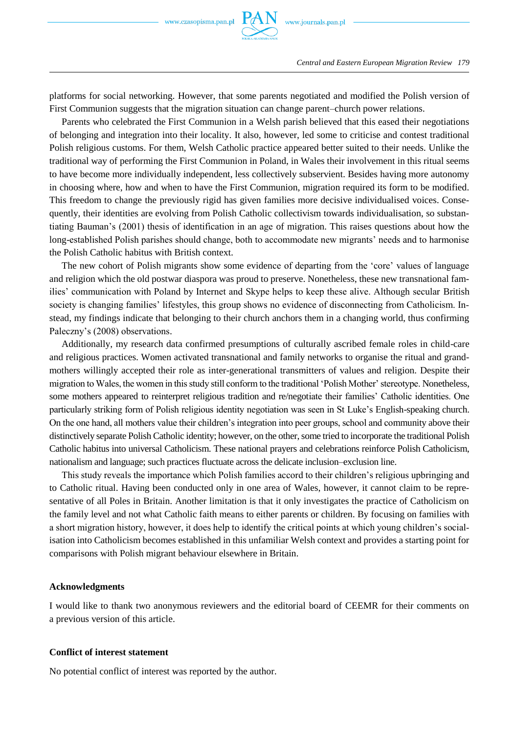platforms for social networking. However, that some parents negotiated and modified the Polish version of First Communion suggests that the migration situation can change parent–church power relations.

Parents who celebrated the First Communion in a Welsh parish believed that this eased their negotiations of belonging and integration into their locality. It also, however, led some to criticise and contest traditional Polish religious customs. For them, Welsh Catholic practice appeared better suited to their needs. Unlike the traditional way of performing the First Communion in Poland, in Wales their involvement in this ritual seems to have become more individually independent, less collectively subservient. Besides having more autonomy in choosing where, how and when to have the First Communion, migration required its form to be modified. This freedom to change the previously rigid has given families more decisive individualised voices. Consequently, their identities are evolving from Polish Catholic collectivism towards individualisation, so substantiating Bauman's (2001) thesis of identification in an age of migration. This raises questions about how the long-established Polish parishes should change, both to accommodate new migrants' needs and to harmonise the Polish Catholic habitus with British context.

The new cohort of Polish migrants show some evidence of departing from the 'core' values of language and religion which the old postwar diaspora was proud to preserve. Nonetheless, these new transnational families' communication with Poland by Internet and Skype helps to keep these alive. Although secular British society is changing families' lifestyles, this group shows no evidence of disconnecting from Catholicism. Instead, my findings indicate that belonging to their church anchors them in a changing world, thus confirming Paleczny's (2008) observations.

Additionally, my research data confirmed presumptions of culturally ascribed female roles in child-care and religious practices. Women activated transnational and family networks to organise the ritual and grandmothers willingly accepted their role as inter-generational transmitters of values and religion. Despite their migration to Wales, the women in this study still conform to the traditional 'Polish Mother' stereotype. Nonetheless, some mothers appeared to reinterpret religious tradition and re/negotiate their families' Catholic identities. One particularly striking form of Polish religious identity negotiation was seen in St Luke's English-speaking church. On the one hand, all mothers value their children's integration into peer groups, school and community above their distinctively separate Polish Catholic identity; however, on the other, some tried to incorporate the traditional Polish Catholic habitus into universal Catholicism. These national prayers and celebrations reinforce Polish Catholicism, nationalism and language; such practices fluctuate across the delicate inclusion–exclusion line.

This study reveals the importance which Polish families accord to their children's religious upbringing and to Catholic ritual. Having been conducted only in one area of Wales, however, it cannot claim to be representative of all Poles in Britain. Another limitation is that it only investigates the practice of Catholicism on the family level and not what Catholic faith means to either parents or children. By focusing on families with a short migration history, however, it does help to identify the critical points at which young children's socialisation into Catholicism becomes established in this unfamiliar Welsh context and provides a starting point for comparisons with Polish migrant behaviour elsewhere in Britain.

## Acknowledgments

I would like to thank two anonymous reviewers and the editorial board of CEEMR for their comments on a previous version of this article.

## Conflict of interest statement

No potential conflict of interest was reported by the author.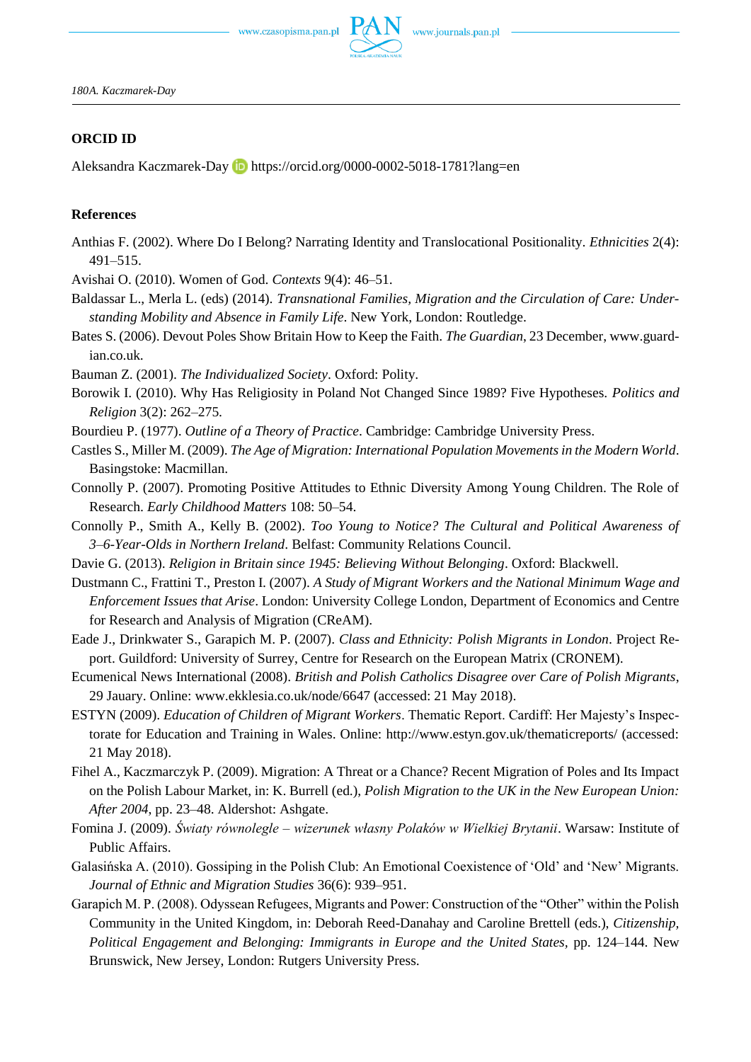## ORCID ID

Aleksandra Kaczmarek-Day https://orcid.org/0000-0002-5018-1781?lang=en

## References

Anthias F. (2002). Where Do I Belong? Narrating Identity and Translocational Positionality. *Ethnicities* 2(4): 491–515.

Avishai O. (2010). Women of God. *Contexts* 9(4): 46–51.

Baldassar L., Merla L. (eds) (2014). *Transnational Families, Migration and the Circulation of Care: Understanding Mobility and Absence in Family Life*. New York, London: Routledge.

Bates S. (2006). Devout Poles Show Britain How to Keep the Faith. *The Guardian*, 23 December, www.guardian.co.uk.

Bauman Z. (2001). *The Individualized Society*. Oxford: Polity.

Borowik I. (2010). Why Has Religiosity in Poland Not Changed Since 1989? Five Hypotheses. *Politics and Religion* 3(2): 262–275.

Bourdieu P. (1977). *Outline of a Theory of Practice*. Cambridge: Cambridge University Press.

Castles S., Miller M. (2009). *The Age of Migration: International Population Movements in the Modern World*. Basingstoke: Macmillan.

Connolly P. (2007). Promoting Positive Attitudes to Ethnic Diversity Among Young Children. The Role of Research. *Early Childhood Matters* 108: 50–54.

Connolly P., Smith A., Kelly B. (2002). *Too Young to Notice? The Cultural and Political Awareness of 3–6-Year-Olds in Northern Ireland*. Belfast: Community Relations Council.

Davie G. (2013). *Religion in Britain since 1945: Believing Without Belonging*. Oxford: Blackwell.

Dustmann C., Frattini T., Preston I. (2007). *A Study of Migrant Workers and the National Minimum Wage and Enforcement Issues that Arise*. London: University College London, Department of Economics and Centre for Research and Analysis of Migration (CReAM).

Eade J., Drinkwater S., Garapich M. P. (2007). *Class and Ethnicity: Polish Migrants in London*. Project Report. Guildford: University of Surrey, Centre for Research on the European Matrix (CRONEM).

Ecumenical News International (2008). *British and Polish Catholics Disagree over Care of Polish Migrants*, 29 Jauary. Online: www.ekklesia.co.uk/node/6647 (accessed: 21 May 2018).

ESTYN (2009). *Education of Children of Migrant Workers*. Thematic Report. Cardiff: Her Majesty's Inspectorate for Education and Training in Wales. Online: http://www.estyn.gov.uk/thematicreports/ (accessed: 21 May 2018).

Fihel A., Kaczmarczyk P. (2009). Migration: A Threat or a Chance? Recent Migration of Poles and Its Impact on the Polish Labour Market, in: K. Burrell (ed.), *Polish Migration to the UK in the New European Union: After 2004*, pp. 23–48. Aldershot: Ashgate.

Fomina J. (2009). *Światy równolegle – wizerunek własny Polaków w Wielkiej Brytanii*. Warsaw: Institute of Public Affairs.

Galasińska A. (2010). Gossiping in the Polish Club: An Emotional Coexistence of 'Old' and 'New' Migrants. *Journal of Ethnic and Migration Studies* 36(6): 939–951.

Garapich M. P. (2008). Odyssean Refugees, Migrants and Power: Construction of the "Other" within the Polish Community in the United Kingdom, in: Deborah Reed-Danahay and Caroline Brettell (eds.), *Citizenship, Political Engagement and Belonging: Immigrants in Europe and the United States*, pp. 124–144. New Brunswick, New Jersey, London: Rutgers University Press.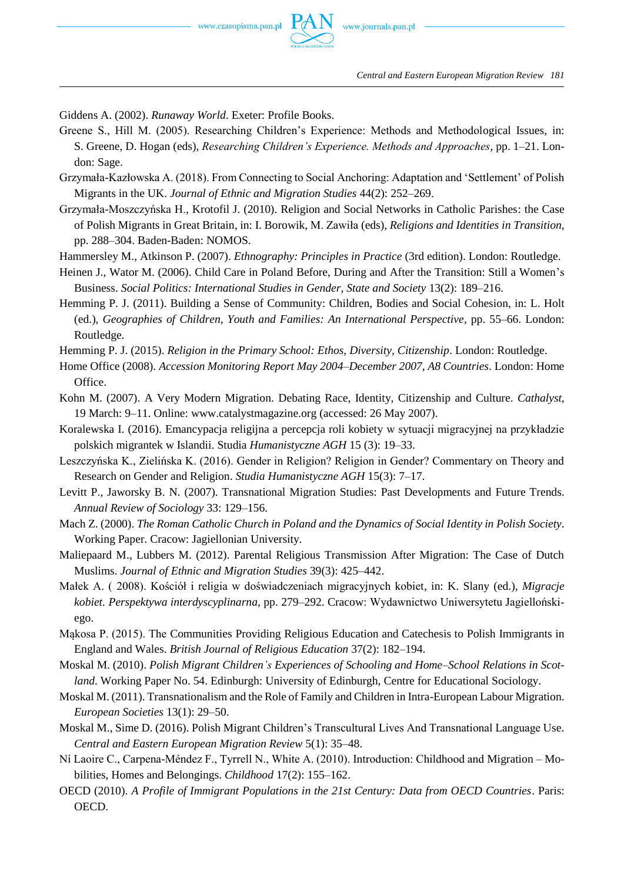Giddens A. (2002). *Runaway World*. Exeter: Profile Books.

Greene S., Hill M. (2005). Researching Children's Experience: Methods and Methodological Issues, in: S. Greene, D. Hogan (eds), *Researching Children's Experience. Methods and Approaches*, pp. 1–21. London: Sage.

Grzymała-Kazłowska A. (2018). From Connecting to Social Anchoring: Adaptation and 'Settlement' of Polish Migrants in the UK. *Journal of Ethnic and Migration Studies* 44(2): 252–269.

Grzymała-Moszczyńska H., Krotofil J. (2010). Religion and Social Networks in Catholic Parishes: the Case of Polish Migrants in Great Britain, in: I. Borowik, M. Zawiła (eds), *Religions and Identities in Transition*, pp. 288–304. Baden-Baden: NOMOS.

Hammersley M., Atkinson P. (2007). *Ethnography: Principles in Practice* (3rd edition). London: Routledge.

Heinen J., Wator M. (2006). Child Care in Poland Before, During and After the Transition: Still a Women's Business. *Social Politics: International Studies in Gender, State and Society* 13(2): 189–216.

Hemming P. J. (2011). Building a Sense of Community: Children, Bodies and Social Cohesion, in: L. Holt (ed.), *Geographies of Children, Youth and Families: An International Perspective*, pp. 55–66. London: Routledge.

Hemming P. J. (2015). *Religion in the Primary School: Ethos, Diversity, Citizenship*. London: Routledge.

Home Office (2008). *Accession Monitoring Report May 2004–December 2007, A8 Countries*. London: Home Office.

Kohn M. (2007). A Very Modern Migration. Debating Race, Identity, Citizenship and Culture. *Cathalyst*, 19 March: 9–11. Online: www.catalystmagazine.org (accessed: 26 May 2007).

Koralewska I. (2016). Emancypacja religijna a percepcja roli kobiety w sytuacji migracyjnej na przykładzie polskich migrantek w Islandii. Studia *Humanistyczne AGH* 15 (3): 19–33.

Leszczyńska K., Zielińska K. (2016). Gender in Religion? Religion in Gender? Commentary on Theory and Research on Gender and Religion. *Studia Humanistyczne AGH* 15(3): 7–17.

Levitt P., Jaworsky B. N. (2007). Transnational Migration Studies: Past Developments and Future Trends. *Annual Review of Sociology* 33: 129–156.

Mach Z. (2000). *The Roman Catholic Church in Poland and the Dynamics of Social Identity in Polish Society*. Working Paper. Cracow: Jagiellonian University.

Maliepaard M., Lubbers M. (2012). Parental Religious Transmission After Migration: The Case of Dutch Muslims. *Journal of Ethnic and Migration Studies* 39(3): 425–442.

Małek A. ( 2008). Kościół i religia w doświadczeniach migracyjnych kobiet, in: K. Slany (ed.), *Migracje kobiet. Perspektywa interdyscyplinarna*, pp. 279–292. Cracow: Wydawnictwo Uniwersytetu Jagiellońskiego.

Mąkosa P. (2015). The Communities Providing Religious Education and Catechesis to Polish Immigrants in England and Wales. *British Journal of Religious Education* 37(2): 182–194.

Moskal M. (2010). *Polish Migrant Children's Experiences of Schooling and Home–School Relations in Scotland*. Working Paper No. 54. Edinburgh: University of Edinburgh, Centre for Educational Sociology.

Moskal M. (2011). Transnationalism and the Role of Family and Children in Intra-European Labour Migration. *European Societies* 13(1): 29–50.

Moskal M., Sime D. (2016). Polish Migrant Children's Transcultural Lives And Transnational Language Use. *Central and Eastern European Migration Review* 5(1): 35–48.

Ní Laoire C., Carpena-Méndez F., Tyrrell N., White A. (2010). Introduction: Childhood and Migration – Mobilities, Homes and Belongings. *Childhood* 17(2): 155–162.

OECD (2010). *A Profile of Immigrant Populations in the 21st Century: Data from OECD Countries*. Paris: OECD.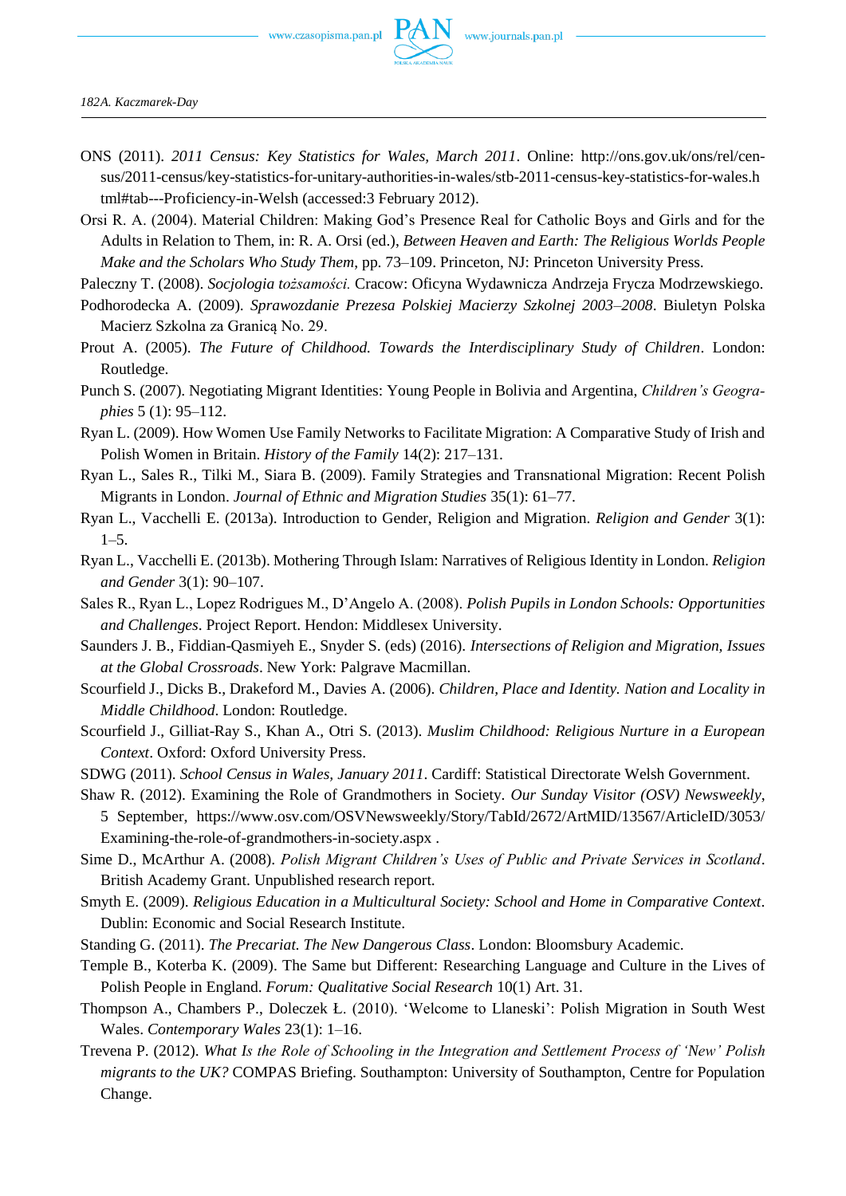ONS (2011). *2011 Census: Key Statistics for Wales, March 2011*. Online: http://ons.gov.uk/ons/rel/census/2011-census/key-statistics-for-unitary-authorities-in-wales/stb-2011-census-key-statistics-for-wales.html#tab---Proficiency-in-Welsh (accessed:3 February 2012).

Orsi R. A. (2004). Material Children: Making God's Presence Real for Catholic Boys and Girls and for the Adults in Relation to Them, in: R. A. Orsi (ed.), *Between Heaven and Earth: The Religious Worlds People Make and the Scholars Who Study Them*, pp. 73–109. Princeton, NJ: Princeton University Press.

Paleczny T. (2008). *Socjologia tożsamości.* Cracow: Oficyna Wydawnicza Andrzeja Frycza Modrzewskiego.

Podhorodecka A. (2009). *Sprawozdanie Prezesa Polskiej Macierzy Szkolnej 2003–2008*. Biuletyn Polska Macierz Szkolna za Granicą No. 29.

Prout A. (2005). *The Future of Childhood. Towards the Interdisciplinary Study of Children*. London: Routledge.

Punch S. (2007). Negotiating Migrant Identities: Young People in Bolivia and Argentina, *Children's Geographies* 5 (1): 95–112.

Ryan L. (2009). How Women Use Family Networks to Facilitate Migration: A Comparative Study of Irish and Polish Women in Britain. *History of the Family* 14(2): 217–131.

Ryan L., Sales R., Tilki M., Siara B. (2009). Family Strategies and Transnational Migration: Recent Polish Migrants in London. *Journal of Ethnic and Migration Studies* 35(1): 61–77.

Ryan L., Vacchelli E. (2013a). Introduction to Gender, Religion and Migration. *Religion and Gender* 3(1): 1–5.

Ryan L., Vacchelli E. (2013b). Mothering Through Islam: Narratives of Religious Identity in London. *Religion and Gender* 3(1): 90–107.

Sales R., Ryan L., Lopez Rodrigues M., D'Angelo A. (2008). *Polish Pupils in London Schools: Opportunities and Challenges*. Project Report. Hendon: Middlesex University.

Saunders J. B., Fiddian-Qasmiyeh E., Snyder S. (eds) (2016). *Intersections of Religion and Migration, Issues at the Global Crossroads*. New York: Palgrave Macmillan.

Scourfield J., Dicks B., Drakeford M., Davies A. (2006). *Children, Place and Identity. Nation and Locality in Middle Childhood*. London: Routledge.

Scourfield J., Gilliat-Ray S., Khan A., Otri S. (2013). *Muslim Childhood: Religious Nurture in a European Context*. Oxford: Oxford University Press.

SDWG (2011). *School Census in Wales, January 2011*. Cardiff: Statistical Directorate Welsh Government.

Shaw R. (2012). Examining the Role of Grandmothers in Society. *Our Sunday Visitor (OSV) Newsweekly*, 5 September, https://www.osv.com/OSVNewsweekly/Story/TabId/2672/ArtMID/13567/ArticleID/3053/Examining-the-role-of-grandmothers-in-society.aspx .

Sime D., McArthur A. (2008). *Polish Migrant Children's Uses of Public and Private Services in Scotland*. British Academy Grant. Unpublished research report.

Smyth E. (2009). *Religious Education in a Multicultural Society: School and Home in Comparative Context*. Dublin: Economic and Social Research Institute.

Standing G. (2011). *The Precariat. The New Dangerous Class*. London: Bloomsbury Academic.

Temple B., Koterba K. (2009). The Same but Different: Researching Language and Culture in the Lives of Polish People in England. *Forum: Qualitative Social Research* 10(1) Art. 31.

Thompson A., Chambers P., Doleczek Ł. (2010). 'Welcome to Llaneski': Polish Migration in South West Wales. *Contemporary Wales* 23(1): 1–16.

Trevena P. (2012). *What Is the Role of Schooling in the Integration and Settlement Process of 'New' Polish migrants to the UK?* COMPAS Briefing. Southampton: University of Southampton, Centre for Population Change.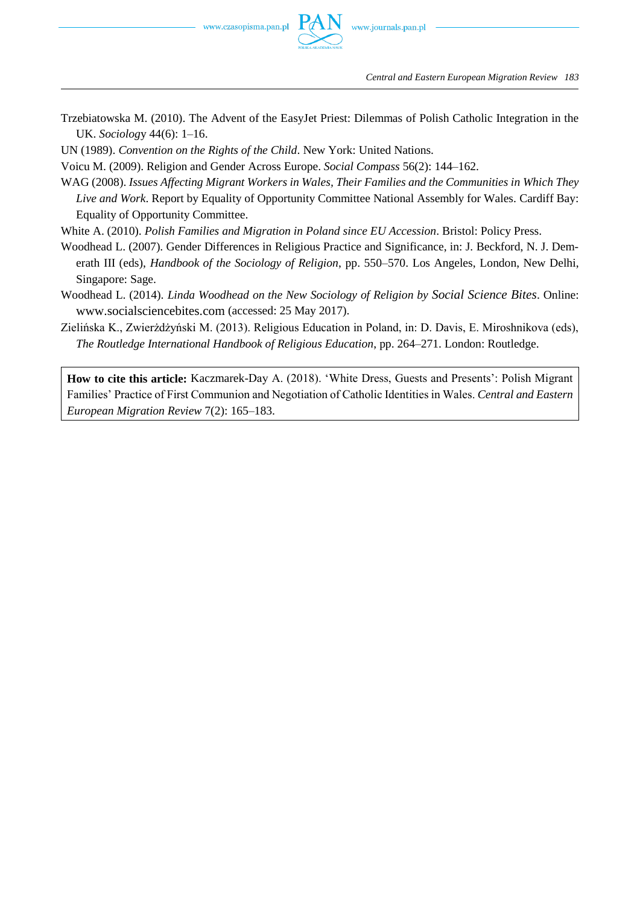Trzebiatowska M. (2010). The Advent of the EasyJet Priest: Dilemmas of Polish Catholic Integration in the UK. *Sociology* 44(6): 1–16.

UN (1989). *Convention on the Rights of the Child*. New York: United Nations.

Voicu M. (2009). Religion and Gender Across Europe. *Social Compass* 56(2): 144–162.

WAG (2008). *Issues Affecting Migrant Workers in Wales, Their Families and the Communities in Which They Live and Work*. Report by Equality of Opportunity Committee National Assembly for Wales. Cardiff Bay: Equality of Opportunity Committee.

White A. (2010). *Polish Families and Migration in Poland since EU Accession*. Bristol: Policy Press.

Woodhead L. (2007). Gender Differences in Religious Practice and Significance, in: J. Beckford, N. J. Demerath III (eds), *Handbook of the Sociology of Religion*, pp. 550–570. Los Angeles, London, New Delhi, Singapore: Sage.

Woodhead L. (2014). *Linda Woodhead on the New Sociology of Religion by Social Science Bites*. Online: www.socialsciencebites.com (accessed: 25 May 2017).

Zielińska K., Zwierżdżyński M. (2013). Religious Education in Poland, in: D. Davis, E. Miroshnikova (eds), *The Routledge International Handbook of Religious Education*, pp. 264–271. London: Routledge.

**How to cite this article:** Kaczmarek-Day A. (2018). 'White Dress, Guests and Presents': Polish Migrant Families' Practice of First Communion and Negotiation of Catholic Identities in Wales. *Central and Eastern European Migration Review* 7(2): 165–183.